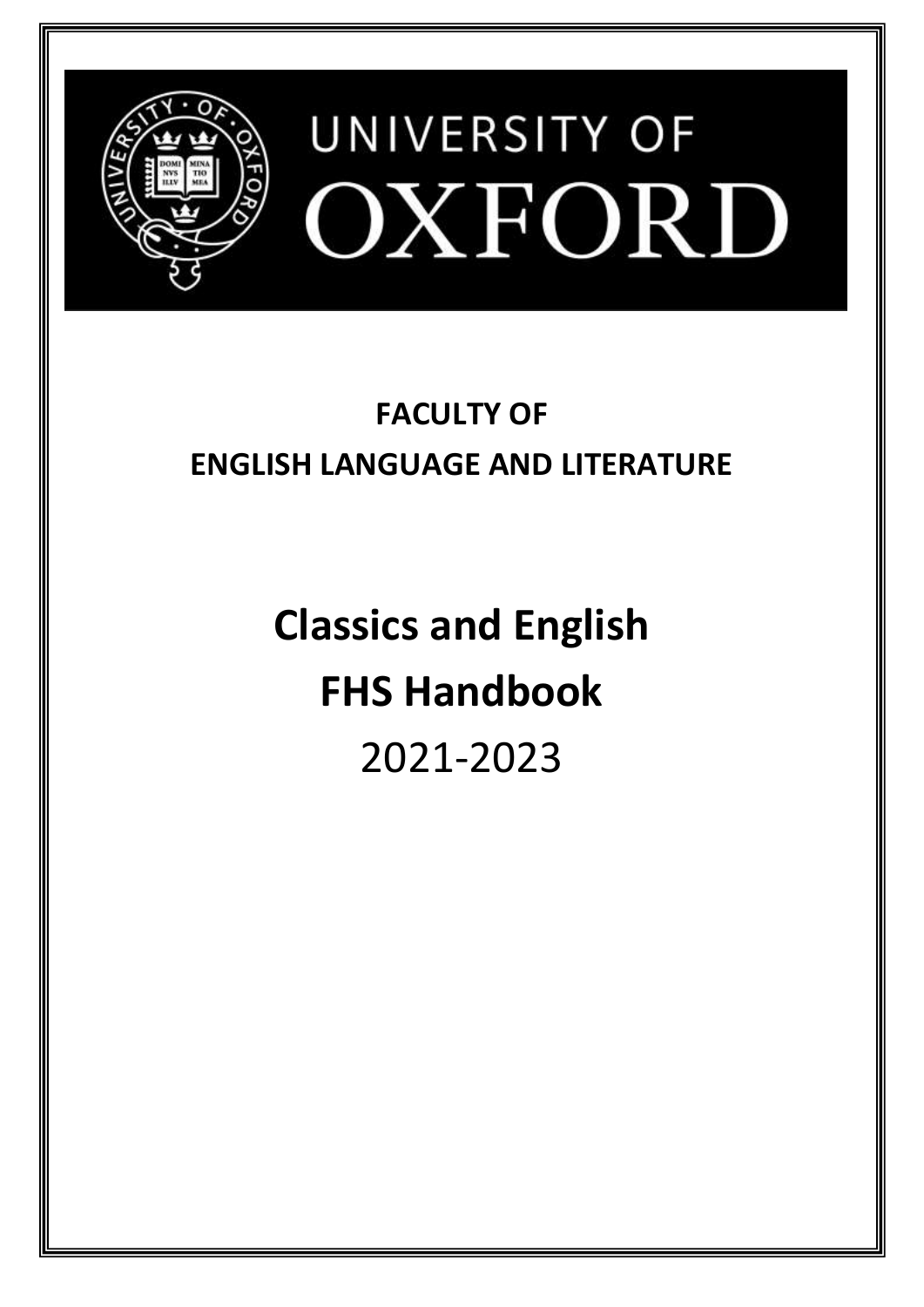UNIVERSITY OF OXFORD

**FACULTY OF ENGLISH LANGUAGE AND LITERATURE**

# Classics and English FHS Handbook

2021-2023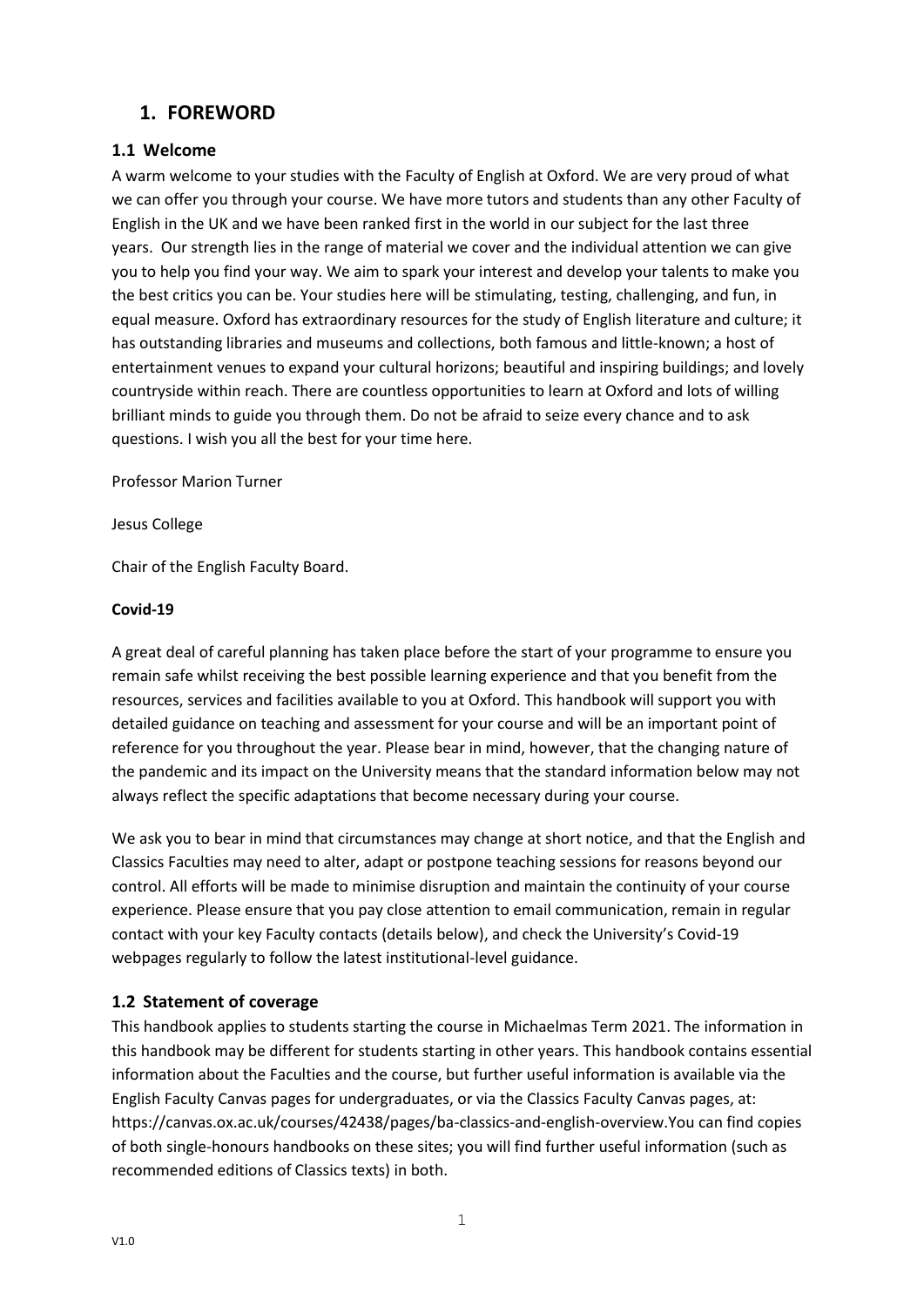# 1. FOREWORD

## 1.1 Welcome

A warm welcome to your studies with the Faculty of English at Oxford. We are very proud of what we can offer you through your course. We have more tutors and students than any other Faculty of English in the UK and we have been ranked first in the world in our subject for the last three years. Our strength lies in the range of material we cover and the individual attention we can give you to help you find your way. We aim to spark your interest and develop your talents to make you the best critics you can be. Your studies here will be stimulating, testing, challenging, and fun, in equal measure. Oxford has extraordinary resources for the study of English literature and culture; it has outstanding libraries and museums and collections, both famous and little-known; a host of entertainment venues to expand your cultural horizons; beautiful and inspiring buildings; and lovely countryside within reach. There are countless opportunities to learn at Oxford and lots of willing brilliant minds to guide you through them. Do not be afraid to seize every chance and to ask questions. I wish you all the best for your time here.

Professor Marion Turner

Jesus College

Chair of the English Faculty Board.

**Covid-19**

A great deal of careful planning has taken place before the start of your programme to ensure you remain safe whilst receiving the best possible learning experience and that you benefit from the resources, services and facilities available to you at Oxford. This handbook will support you with detailed guidance on teaching and assessment for your course and will be an important point of reference for you throughout the year. Please bear in mind, however, that the changing nature of the pandemic and its impact on the University means that the standard information below may not always reflect the specific adaptations that become necessary during your course.

We ask you to bear in mind that circumstances may change at short notice, and that the English and Classics Faculties may need to alter, adapt or postpone teaching sessions for reasons beyond our control. All efforts will be made to minimise disruption and maintain the continuity of your course experience. Please ensure that you pay close attention to email communication, remain in regular contact with your key Faculty contacts (details below), and check the University's Covid-19 webpages regularly to follow the latest institutional-level guidance.

## 1.2 Statement of coverage

This handbook applies to students starting the course in Michaelmas Term 2021. The information in this handbook may be different for students starting in other years. This handbook contains essential information about the Faculties and the course, but further useful information is available via the English Faculty Canvas pages for undergraduates, or via the Classics Faculty Canvas pages, at: https://canvas.ox.ac.uk/courses/42438/pages/ba-classics-and-english-overview.You can find copies of both single-honours handbooks on these sites; you will find further useful information (such as recommended editions of Classics texts) in both.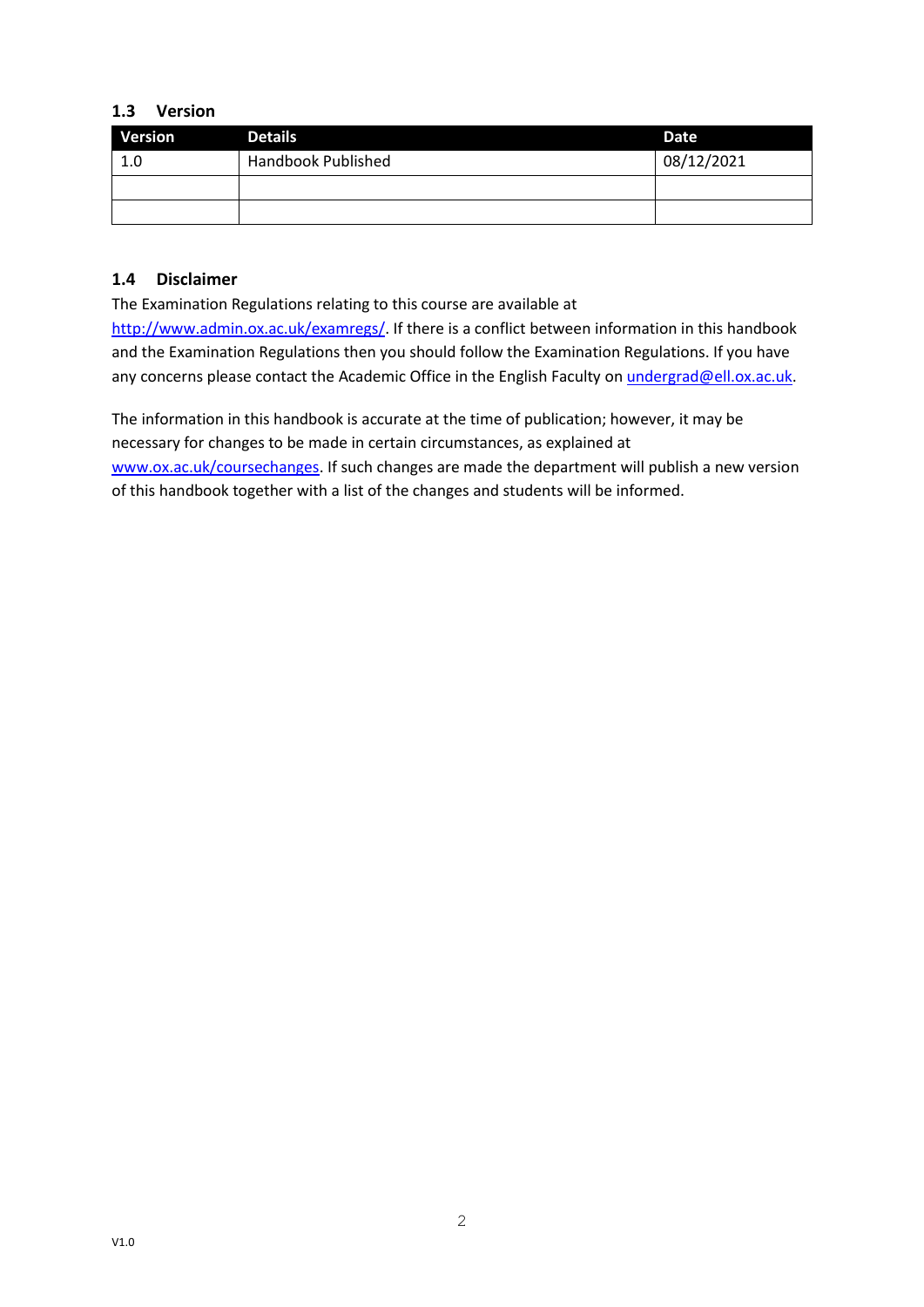### 1.3 Version

| Version | Details | Date |
|---|---|---|
| 1.0 | Handbook Published | 08/12/2021 |
| | | |
| | | |

### 1.4 Disclaimer

The Examination Regulations relating to this course are available at http://www.admin.ox.ac.uk/examregs/. If there is a conflict between information in this handbook and the Examination Regulations then you should follow the Examination Regulations. If you have any concerns please contact the Academic Office in the English Faculty on undergrad@ell.ox.ac.uk.

The information in this handbook is accurate at the time of publication; however, it may be necessary for changes to be made in certain circumstances, as explained at www.ox.ac.uk/coursechanges. If such changes are made the department will publish a new version of this handbook together with a list of the changes and students will be informed.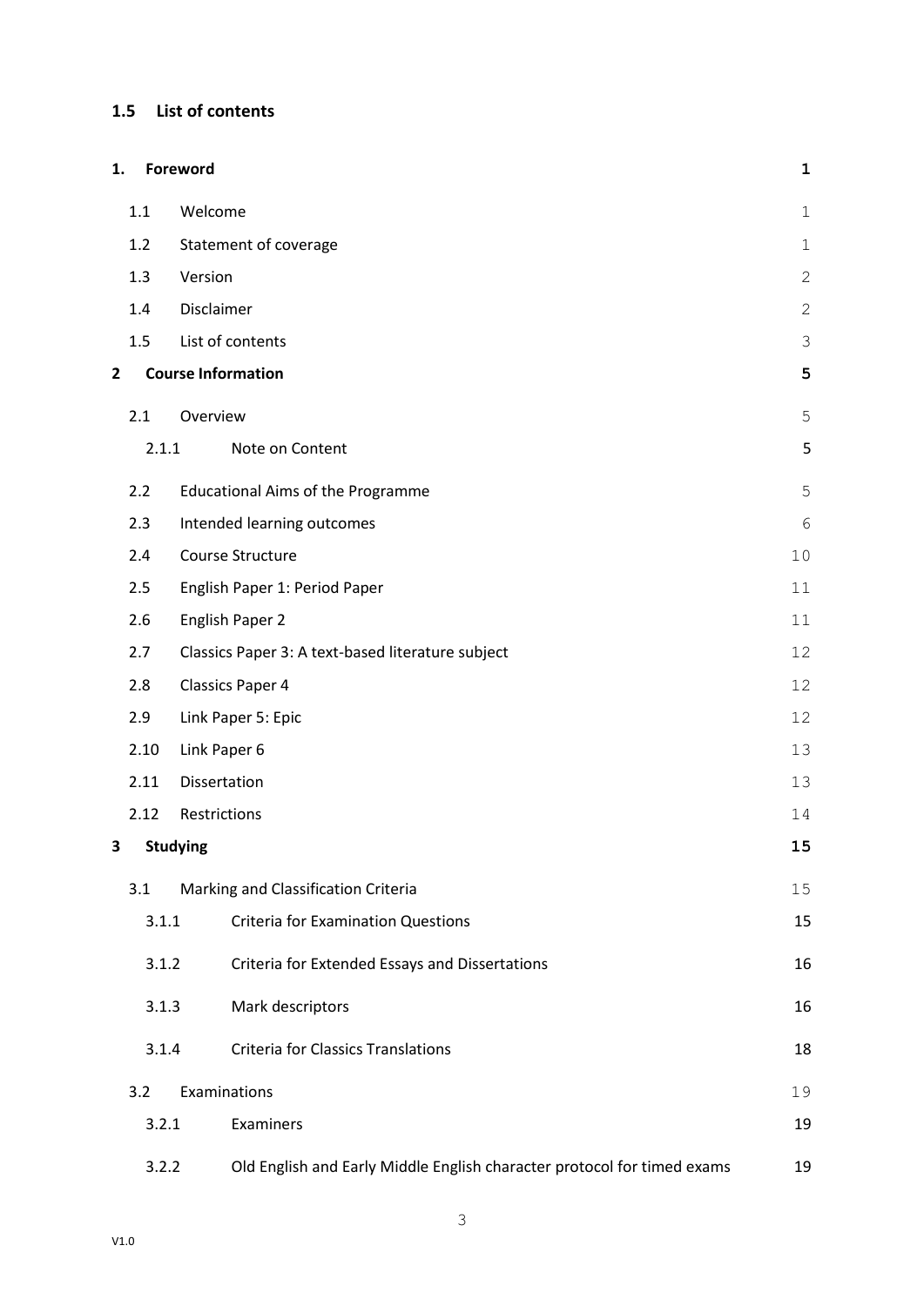## 1.5 List of contents

| | | |
|---|---|---|
| **1. Foreword** | | **1** |
| 1.1 | Welcome | 1 |
| 1.2 | Statement of coverage | 1 |
| 1.3 | Version | 2 |
| 1.4 | Disclaimer | 2 |
| 1.5 | List of contents | 3 |
| **2 Course Information** | | **5** |
| 2.1 | Overview | 5 |
| 2.1.1 | Note on Content | 5 |
| 2.2 | Educational Aims of the Programme | 5 |
| 2.3 | Intended learning outcomes | 6 |
| 2.4 | Course Structure | 10 |
| 2.5 | English Paper 1: Period Paper | 11 |
| 2.6 | English Paper 2 | 11 |
| 2.7 | Classics Paper 3: A text-based literature subject | 12 |
| 2.8 | Classics Paper 4 | 12 |
| 2.9 | Link Paper 5: Epic | 12 |
| 2.10 | Link Paper 6 | 13 |
| 2.11 | Dissertation | 13 |
| 2.12 | Restrictions | 14 |
| **3 Studying** | | **15** |
| 3.1 | Marking and Classification Criteria | 15 |
| 3.1.1 | Criteria for Examination Questions | 15 |
| 3.1.2 | Criteria for Extended Essays and Dissertations | 16 |
| 3.1.3 | Mark descriptors | 16 |
| 3.1.4 | Criteria for Classics Translations | 18 |
| 3.2 | Examinations | 19 |
| 3.2.1 | Examiners | 19 |
| 3.2.2 | Old English and Early Middle English character protocol for timed exams | 19 |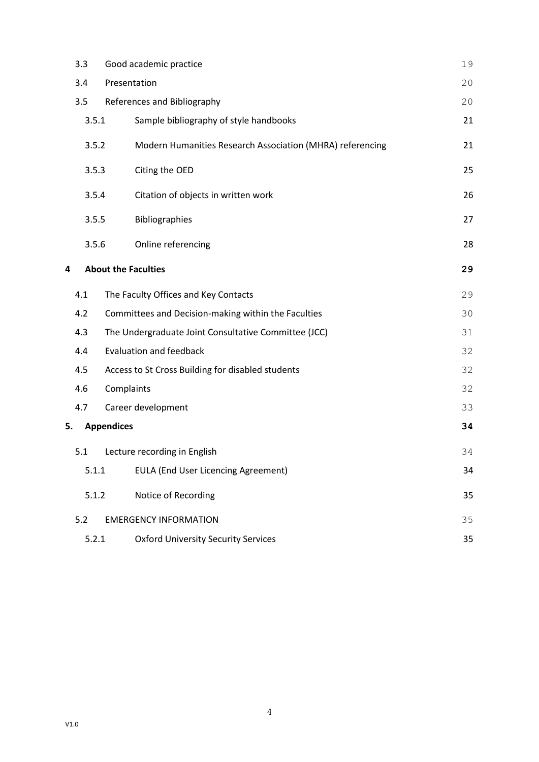| | | |
|---|---|---|
| 3.3 | Good academic practice | 19 |
| 3.4 | Presentation | 20 |
| 3.5 | References and Bibliography | 20 |
| 3.5.1 | Sample bibliography of style handbooks | 21 |
| 3.5.2 | Modern Humanities Research Association (MHRA) referencing | 21 |
| 3.5.3 | Citing the OED | 25 |
| 3.5.4 | Citation of objects in written work | 26 |
| 3.5.5 | Bibliographies | 27 |
| 3.5.6 | Online referencing | 28 |
| **4** | **About the Faculties** | **29** |
| 4.1 | The Faculty Offices and Key Contacts | 29 |
| 4.2 | Committees and Decision-making within the Faculties | 30 |
| 4.3 | The Undergraduate Joint Consultative Committee (JCC) | 31 |
| 4.4 | Evaluation and feedback | 32 |
| 4.5 | Access to St Cross Building for disabled students | 32 |
| 4.6 | Complaints | 32 |
| 4.7 | Career development | 33 |
| **5.** | **Appendices** | **34** |
| 5.1 | Lecture recording in English | 34 |
| 5.1.1 | EULA (End User Licencing Agreement) | 34 |
| 5.1.2 | Notice of Recording | 35 |
| 5.2 | EMERGENCY INFORMATION | 35 |
| 5.2.1 | Oxford University Security Services | 35 |

V1.0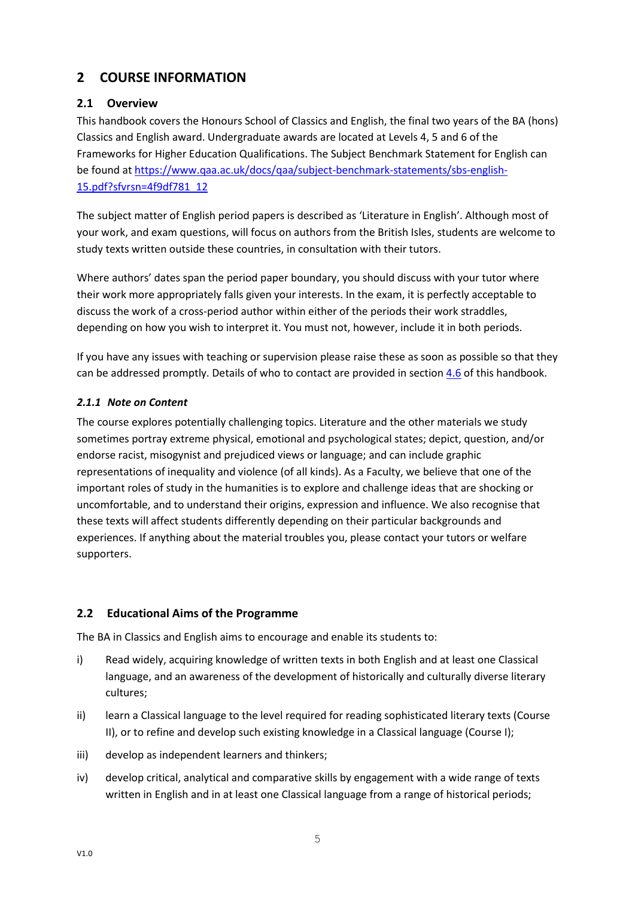## 2 COURSE INFORMATION

### 2.1 Overview

This handbook covers the Honours School of Classics and English, the final two years of the BA (hons) Classics and English award. Undergraduate awards are located at Levels 4, 5 and 6 of the Frameworks for Higher Education Qualifications. The Subject Benchmark Statement for English can be found at [https://www.qaa.ac.uk/docs/qaa/subject-benchmark-statements/sbs-english-15.pdf?sfvrsn=4f9df781_12](https://www.qaa.ac.uk/docs/qaa/subject-benchmark-statements/sbs-english-15.pdf?sfvrsn=4f9df781_12)

The subject matter of English period papers is described as 'Literature in English'. Although most of your work, and exam questions, will focus on authors from the British Isles, students are welcome to study texts written outside these countries, in consultation with their tutors.

Where authors' dates span the period paper boundary, you should discuss with your tutor where their work more appropriately falls given your interests. In the exam, it is perfectly acceptable to discuss the work of a cross-period author within either of the periods their work straddles, depending on how you wish to interpret it. You must not, however, include it in both periods.

If you have any issues with teaching or supervision please raise these as soon as possible so that they can be addressed promptly. Details of who to contact are provided in section 4.6 of this handbook.

#### *2.1.1 Note on Content*

The course explores potentially challenging topics. Literature and the other materials we study sometimes portray extreme physical, emotional and psychological states; depict, question, and/or endorse racist, misogynist and prejudiced views or language; and can include graphic representations of inequality and violence (of all kinds). As a Faculty, we believe that one of the important roles of study in the humanities is to explore and challenge ideas that are shocking or uncomfortable, and to understand their origins, expression and influence. We also recognise that these texts will affect students differently depending on their particular backgrounds and experiences. If anything about the material troubles you, please contact your tutors or welfare supporters.

### 2.2 Educational Aims of the Programme

The BA in Classics and English aims to encourage and enable its students to:

i) Read widely, acquiring knowledge of written texts in both English and at least one Classical language, and an awareness of the development of historically and culturally diverse literary cultures;

ii) learn a Classical language to the level required for reading sophisticated literary texts (Course II), or to refine and develop such existing knowledge in a Classical language (Course I);

iii) develop as independent learners and thinkers;

iv) develop critical, analytical and comparative skills by engagement with a wide range of texts written in English and in at least one Classical language from a range of historical periods;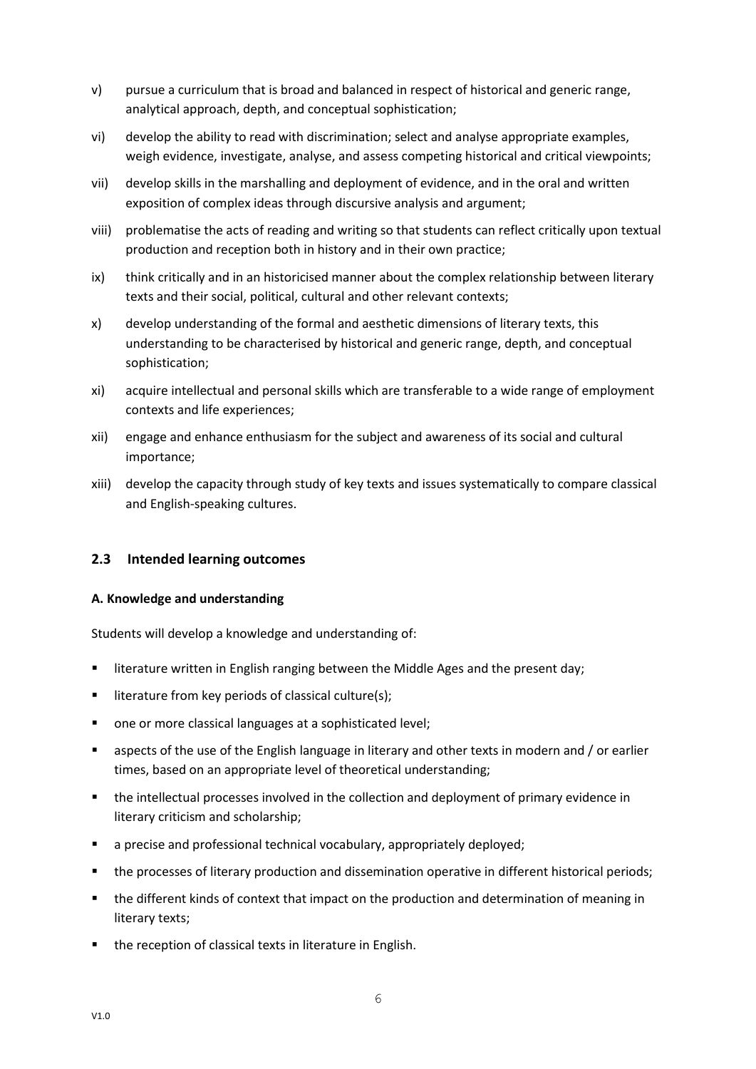v) pursue a curriculum that is broad and balanced in respect of historical and generic range, analytical approach, depth, and conceptual sophistication;

vi) develop the ability to read with discrimination; select and analyse appropriate examples, weigh evidence, investigate, analyse, and assess competing historical and critical viewpoints;

vii) develop skills in the marshalling and deployment of evidence, and in the oral and written exposition of complex ideas through discursive analysis and argument;

viii) problematise the acts of reading and writing so that students can reflect critically upon textual production and reception both in history and in their own practice;

ix) think critically and in an historicised manner about the complex relationship between literary texts and their social, political, cultural and other relevant contexts;

x) develop understanding of the formal and aesthetic dimensions of literary texts, this understanding to be characterised by historical and generic range, depth, and conceptual sophistication;

xi) acquire intellectual and personal skills which are transferable to a wide range of employment contexts and life experiences;

xii) engage and enhance enthusiasm for the subject and awareness of its social and cultural importance;

xiii) develop the capacity through study of key texts and issues systematically to compare classical and English-speaking cultures.

## 2.3 Intended learning outcomes

**A. Knowledge and understanding**

Students will develop a knowledge and understanding of:

- literature written in English ranging between the Middle Ages and the present day;
- literature from key periods of classical culture(s);
- one or more classical languages at a sophisticated level;
- aspects of the use of the English language in literary and other texts in modern and / or earlier times, based on an appropriate level of theoretical understanding;
- the intellectual processes involved in the collection and deployment of primary evidence in literary criticism and scholarship;
- a precise and professional technical vocabulary, appropriately deployed;
- the processes of literary production and dissemination operative in different historical periods;
- the different kinds of context that impact on the production and determination of meaning in literary texts;
- the reception of classical texts in literature in English.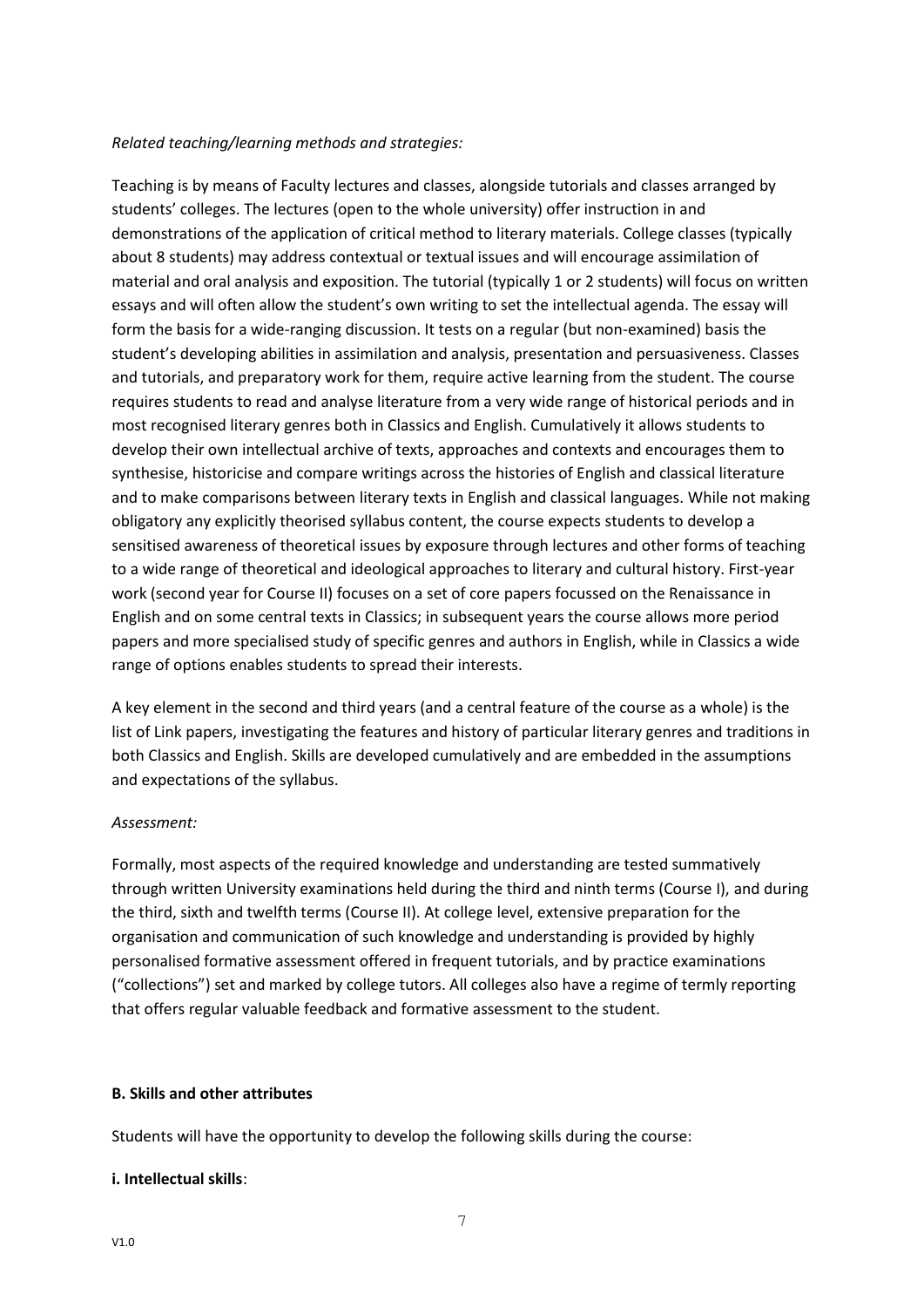*Related teaching/learning methods and strategies:*

Teaching is by means of Faculty lectures and classes, alongside tutorials and classes arranged by students' colleges. The lectures (open to the whole university) offer instruction in and demonstrations of the application of critical method to literary materials. College classes (typically about 8 students) may address contextual or textual issues and will encourage assimilation of material and oral analysis and exposition. The tutorial (typically 1 or 2 students) will focus on written essays and will often allow the student's own writing to set the intellectual agenda. The essay will form the basis for a wide-ranging discussion. It tests on a regular (but non-examined) basis the student's developing abilities in assimilation and analysis, presentation and persuasiveness. Classes and tutorials, and preparatory work for them, require active learning from the student. The course requires students to read and analyse literature from a very wide range of historical periods and in most recognised literary genres both in Classics and English. Cumulatively it allows students to develop their own intellectual archive of texts, approaches and contexts and encourages them to synthesise, historicise and compare writings across the histories of English and classical literature and to make comparisons between literary texts in English and classical languages. While not making obligatory any explicitly theorised syllabus content, the course expects students to develop a sensitised awareness of theoretical issues by exposure through lectures and other forms of teaching to a wide range of theoretical and ideological approaches to literary and cultural history. First-year work (second year for Course II) focuses on a set of core papers focussed on the Renaissance in English and on some central texts in Classics; in subsequent years the course allows more period papers and more specialised study of specific genres and authors in English, while in Classics a wide range of options enables students to spread their interests.

A key element in the second and third years (and a central feature of the course as a whole) is the list of Link papers, investigating the features and history of particular literary genres and traditions in both Classics and English. Skills are developed cumulatively and are embedded in the assumptions and expectations of the syllabus.

*Assessment:*

Formally, most aspects of the required knowledge and understanding are tested summatively through written University examinations held during the third and ninth terms (Course I), and during the third, sixth and twelfth terms (Course II). At college level, extensive preparation for the organisation and communication of such knowledge and understanding is provided by highly personalised formative assessment offered in frequent tutorials, and by practice examinations ("collections") set and marked by college tutors. All colleges also have a regime of termly reporting that offers regular valuable feedback and formative assessment to the student.

**B. Skills and other attributes**

Students will have the opportunity to develop the following skills during the course:

**i. Intellectual skills**: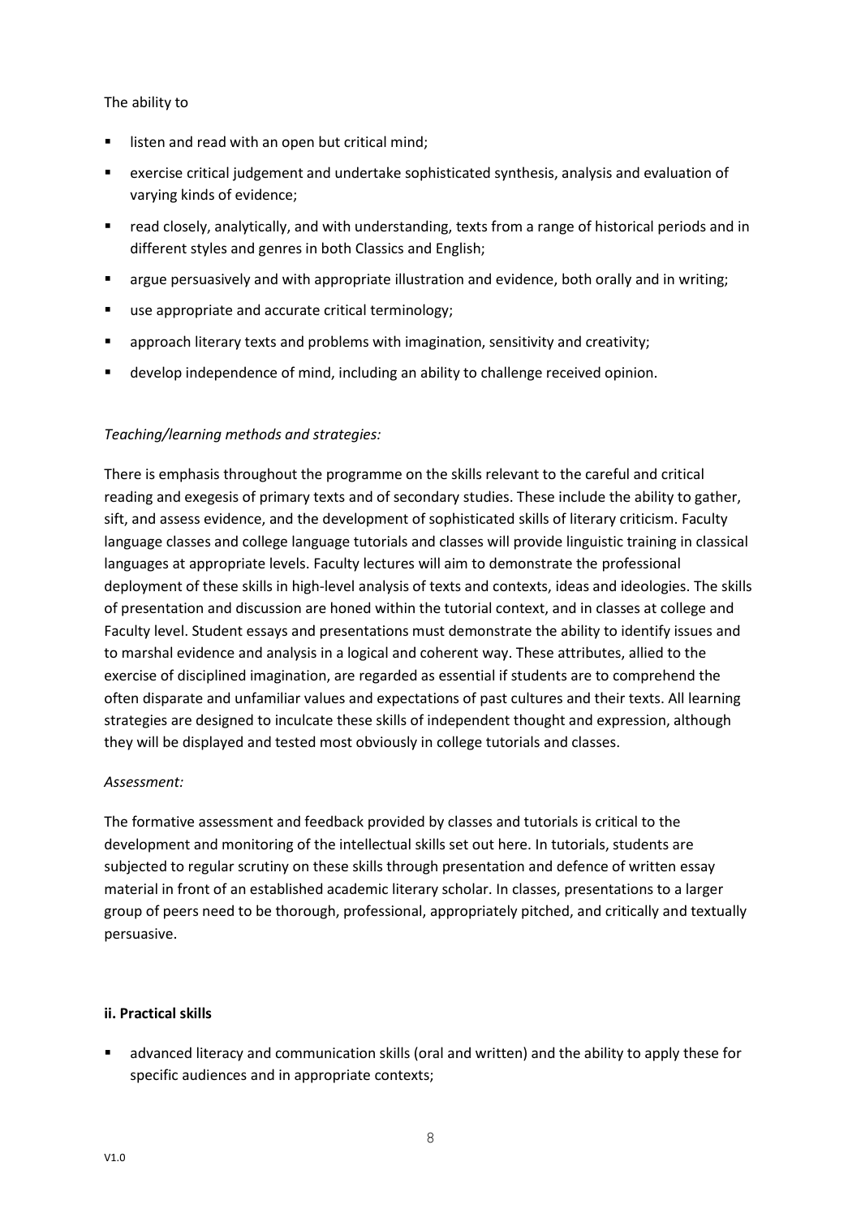The ability to

- listen and read with an open but critical mind;
- exercise critical judgement and undertake sophisticated synthesis, analysis and evaluation of varying kinds of evidence;
- read closely, analytically, and with understanding, texts from a range of historical periods and in different styles and genres in both Classics and English;
- argue persuasively and with appropriate illustration and evidence, both orally and in writing;
- use appropriate and accurate critical terminology;
- approach literary texts and problems with imagination, sensitivity and creativity;
- develop independence of mind, including an ability to challenge received opinion.

*Teaching/learning methods and strategies:*

There is emphasis throughout the programme on the skills relevant to the careful and critical reading and exegesis of primary texts and of secondary studies. These include the ability to gather, sift, and assess evidence, and the development of sophisticated skills of literary criticism. Faculty language classes and college language tutorials and classes will provide linguistic training in classical languages at appropriate levels. Faculty lectures will aim to demonstrate the professional deployment of these skills in high-level analysis of texts and contexts, ideas and ideologies. The skills of presentation and discussion are honed within the tutorial context, and in classes at college and Faculty level. Student essays and presentations must demonstrate the ability to identify issues and to marshal evidence and analysis in a logical and coherent way. These attributes, allied to the exercise of disciplined imagination, are regarded as essential if students are to comprehend the often disparate and unfamiliar values and expectations of past cultures and their texts. All learning strategies are designed to inculcate these skills of independent thought and expression, although they will be displayed and tested most obviously in college tutorials and classes.

*Assessment:*

The formative assessment and feedback provided by classes and tutorials is critical to the development and monitoring of the intellectual skills set out here. In tutorials, students are subjected to regular scrutiny on these skills through presentation and defence of written essay material in front of an established academic literary scholar. In classes, presentations to a larger group of peers need to be thorough, professional, appropriately pitched, and critically and textually persuasive.

**ii. Practical skills**

- advanced literacy and communication skills (oral and written) and the ability to apply these for specific audiences and in appropriate contexts;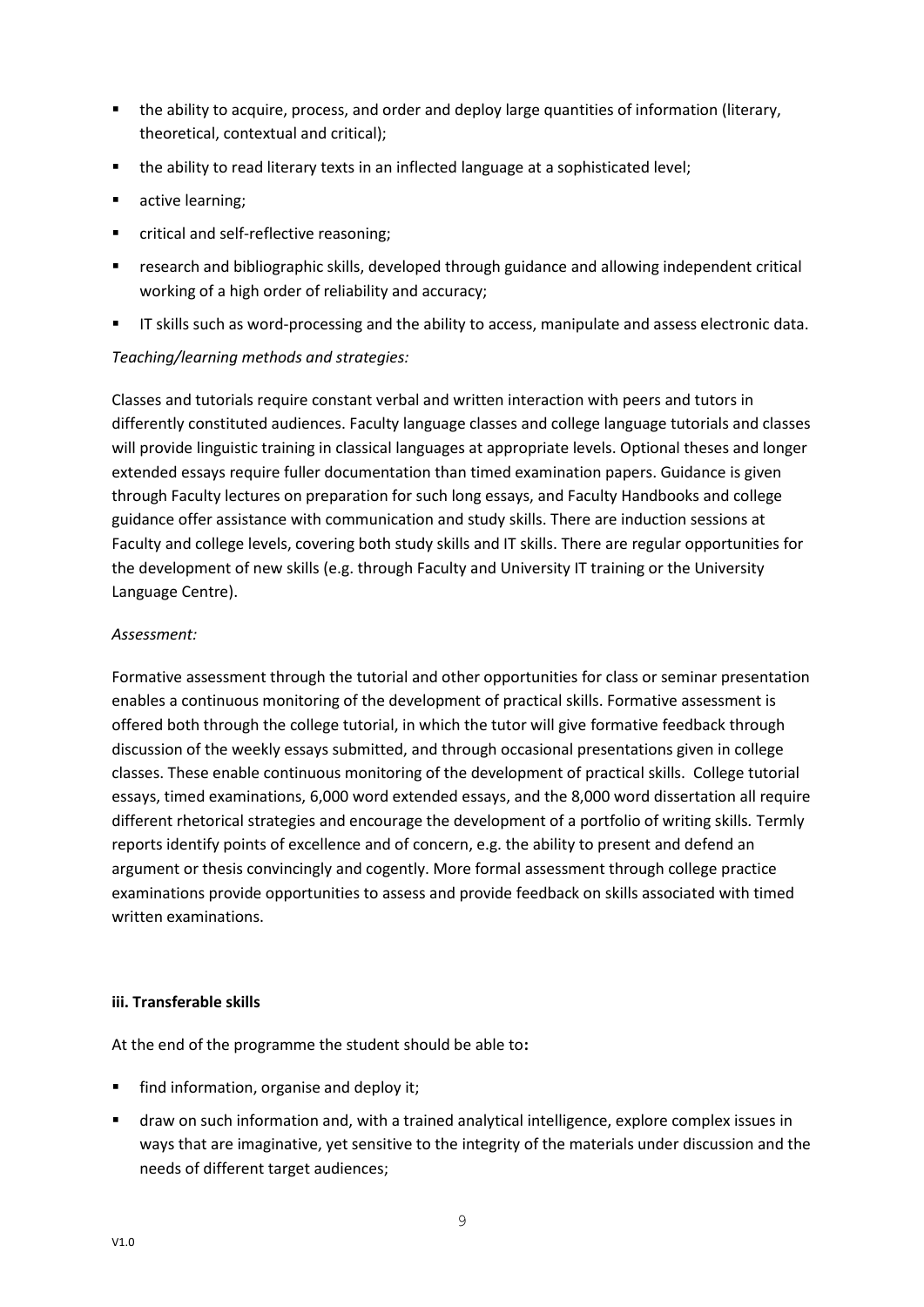- the ability to acquire, process, and order and deploy large quantities of information (literary, theoretical, contextual and critical);
- the ability to read literary texts in an inflected language at a sophisticated level;
- active learning;
- critical and self-reflective reasoning;
- research and bibliographic skills, developed through guidance and allowing independent critical working of a high order of reliability and accuracy;
- IT skills such as word-processing and the ability to access, manipulate and assess electronic data.

*Teaching/learning methods and strategies:*

Classes and tutorials require constant verbal and written interaction with peers and tutors in differently constituted audiences. Faculty language classes and college language tutorials and classes will provide linguistic training in classical languages at appropriate levels. Optional theses and longer extended essays require fuller documentation than timed examination papers. Guidance is given through Faculty lectures on preparation for such long essays, and Faculty Handbooks and college guidance offer assistance with communication and study skills. There are induction sessions at Faculty and college levels, covering both study skills and IT skills. There are regular opportunities for the development of new skills (e.g. through Faculty and University IT training or the University Language Centre).

*Assessment:*

Formative assessment through the tutorial and other opportunities for class or seminar presentation enables a continuous monitoring of the development of practical skills. Formative assessment is offered both through the college tutorial, in which the tutor will give formative feedback through discussion of the weekly essays submitted, and through occasional presentations given in college classes. These enable continuous monitoring of the development of practical skills. College tutorial essays, timed examinations, 6,000 word extended essays, and the 8,000 word dissertation all require different rhetorical strategies and encourage the development of a portfolio of writing skills. Termly reports identify points of excellence and of concern, e.g. the ability to present and defend an argument or thesis convincingly and cogently. More formal assessment through college practice examinations provide opportunities to assess and provide feedback on skills associated with timed written examinations.

**iii. Transferable skills**

At the end of the programme the student should be able to**:**

- find information, organise and deploy it;
- draw on such information and, with a trained analytical intelligence, explore complex issues in ways that are imaginative, yet sensitive to the integrity of the materials under discussion and the needs of different target audiences;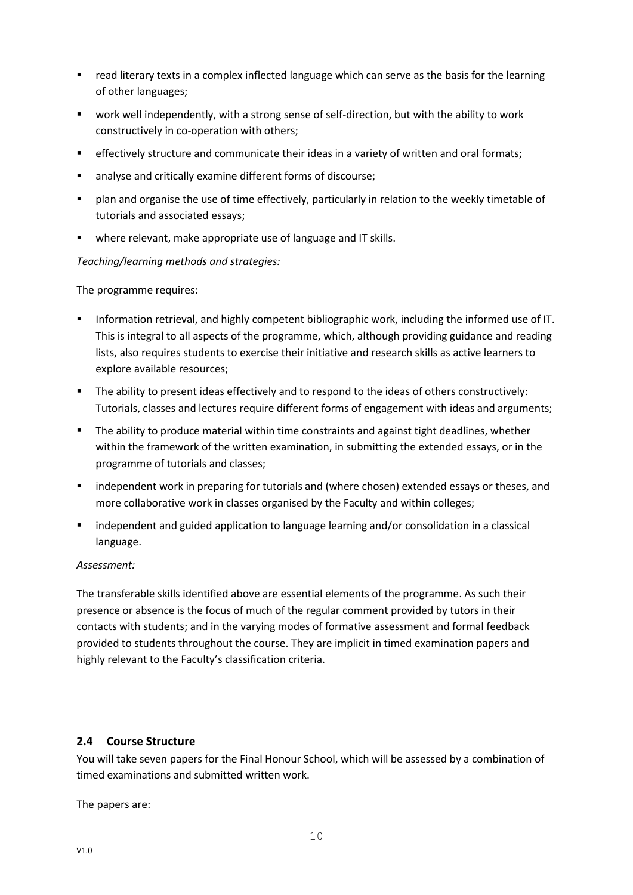- read literary texts in a complex inflected language which can serve as the basis for the learning of other languages;
- work well independently, with a strong sense of self-direction, but with the ability to work constructively in co-operation with others;
- effectively structure and communicate their ideas in a variety of written and oral formats;
- analyse and critically examine different forms of discourse;
- plan and organise the use of time effectively, particularly in relation to the weekly timetable of tutorials and associated essays;
- where relevant, make appropriate use of language and IT skills.

*Teaching/learning methods and strategies:*

The programme requires:

- Information retrieval, and highly competent bibliographic work, including the informed use of IT. This is integral to all aspects of the programme, which, although providing guidance and reading lists, also requires students to exercise their initiative and research skills as active learners to explore available resources;
- The ability to present ideas effectively and to respond to the ideas of others constructively: Tutorials, classes and lectures require different forms of engagement with ideas and arguments;
- The ability to produce material within time constraints and against tight deadlines, whether within the framework of the written examination, in submitting the extended essays, or in the programme of tutorials and classes;
- independent work in preparing for tutorials and (where chosen) extended essays or theses, and more collaborative work in classes organised by the Faculty and within colleges;
- independent and guided application to language learning and/or consolidation in a classical language.

*Assessment:*

The transferable skills identified above are essential elements of the programme. As such their presence or absence is the focus of much of the regular comment provided by tutors in their contacts with students; and in the varying modes of formative assessment and formal feedback provided to students throughout the course. They are implicit in timed examination papers and highly relevant to the Faculty's classification criteria.

## 2.4 Course Structure

You will take seven papers for the Final Honour School, which will be assessed by a combination of timed examinations and submitted written work.

The papers are: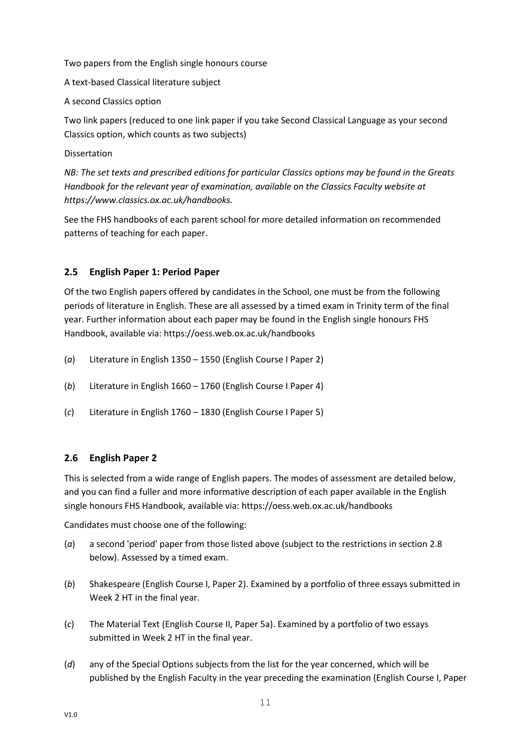Two papers from the English single honours course

A text-based Classical literature subject

A second Classics option

Two link papers (reduced to one link paper if you take Second Classical Language as your second Classics option, which counts as two subjects)

Dissertation

*NB: The set texts and prescribed editions for particular Classics options may be found in the Greats Handbook for the relevant year of examination, available on the Classics Faculty website at https://www.classics.ox.ac.uk/handbooks.*

See the FHS handbooks of each parent school for more detailed information on recommended patterns of teaching for each paper.

## 2.5 English Paper 1: Period Paper

Of the two English papers offered by candidates in the School, one must be from the following periods of literature in English. These are all assessed by a timed exam in Trinity term of the final year. Further information about each paper may be found in the English single honours FHS Handbook, available via: https://oess.web.ox.ac.uk/handbooks

(*a*) Literature in English 1350 – 1550 (English Course I Paper 2)

(*b*) Literature in English 1660 – 1760 (English Course I Paper 4)

(*c*) Literature in English 1760 – 1830 (English Course I Paper 5)

## 2.6 English Paper 2

This is selected from a wide range of English papers. The modes of assessment are detailed below, and you can find a fuller and more informative description of each paper available in the English single honours FHS Handbook, available via: https://oess.web.ox.ac.uk/handbooks

Candidates must choose one of the following:

(*a*) a second 'period' paper from those listed above (subject to the restrictions in section 2.8 below). Assessed by a timed exam.

(*b*) Shakespeare (English Course I, Paper 2). Examined by a portfolio of three essays submitted in Week 2 HT in the final year.

(*c*) The Material Text (English Course II, Paper 5a). Examined by a portfolio of two essays submitted in Week 2 HT in the final year.

(*d*) any of the Special Options subjects from the list for the year concerned, which will be published by the English Faculty in the year preceding the examination (English Course I, Paper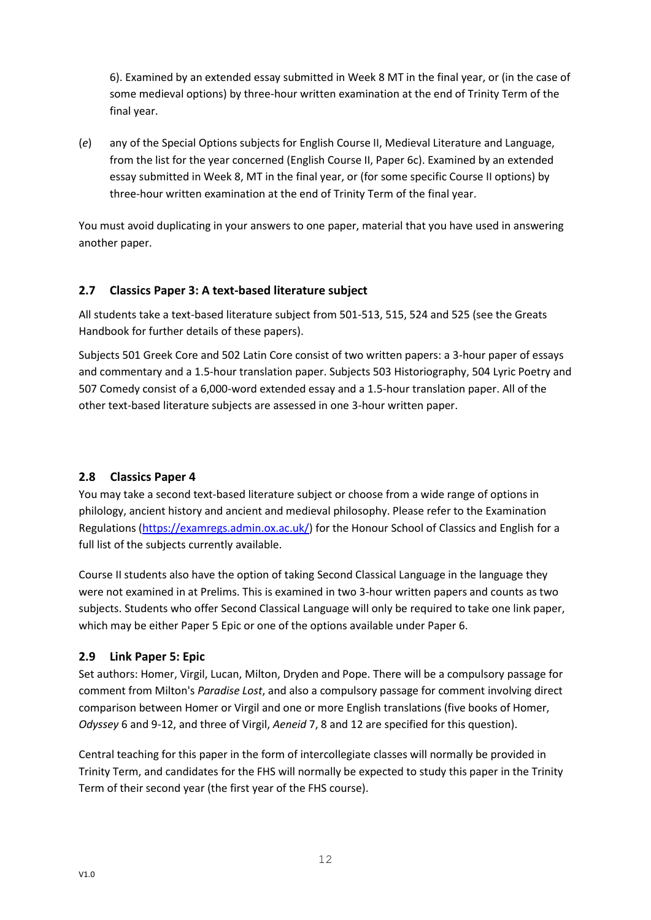6). Examined by an extended essay submitted in Week 8 MT in the final year, or (in the case of some medieval options) by three-hour written examination at the end of Trinity Term of the final year.

(*e*) any of the Special Options subjects for English Course II, Medieval Literature and Language, from the list for the year concerned (English Course II, Paper 6c). Examined by an extended essay submitted in Week 8, MT in the final year, or (for some specific Course II options) by three-hour written examination at the end of Trinity Term of the final year.

You must avoid duplicating in your answers to one paper, material that you have used in answering another paper.

### 2.7 Classics Paper 3: A text-based literature subject

All students take a text-based literature subject from 501-513, 515, 524 and 525 (see the Greats Handbook for further details of these papers).

Subjects 501 Greek Core and 502 Latin Core consist of two written papers: a 3-hour paper of essays and commentary and a 1.5-hour translation paper. Subjects 503 Historiography, 504 Lyric Poetry and 507 Comedy consist of a 6,000-word extended essay and a 1.5-hour translation paper. All of the other text-based literature subjects are assessed in one 3-hour written paper.

### 2.8 Classics Paper 4

You may take a second text-based literature subject or choose from a wide range of options in philology, ancient history and ancient and medieval philosophy. Please refer to the Examination Regulations (https://examregs.admin.ox.ac.uk/) for the Honour School of Classics and English for a full list of the subjects currently available.

Course II students also have the option of taking Second Classical Language in the language they were not examined in at Prelims. This is examined in two 3-hour written papers and counts as two subjects. Students who offer Second Classical Language will only be required to take one link paper, which may be either Paper 5 Epic or one of the options available under Paper 6.

### 2.9 Link Paper 5: Epic

Set authors: Homer, Virgil, Lucan, Milton, Dryden and Pope. There will be a compulsory passage for comment from Milton's *Paradise Lost*, and also a compulsory passage for comment involving direct comparison between Homer or Virgil and one or more English translations (five books of Homer, *Odyssey* 6 and 9-12, and three of Virgil, *Aeneid* 7, 8 and 12 are specified for this question).

Central teaching for this paper in the form of intercollegiate classes will normally be provided in Trinity Term, and candidates for the FHS will normally be expected to study this paper in the Trinity Term of their second year (the first year of the FHS course).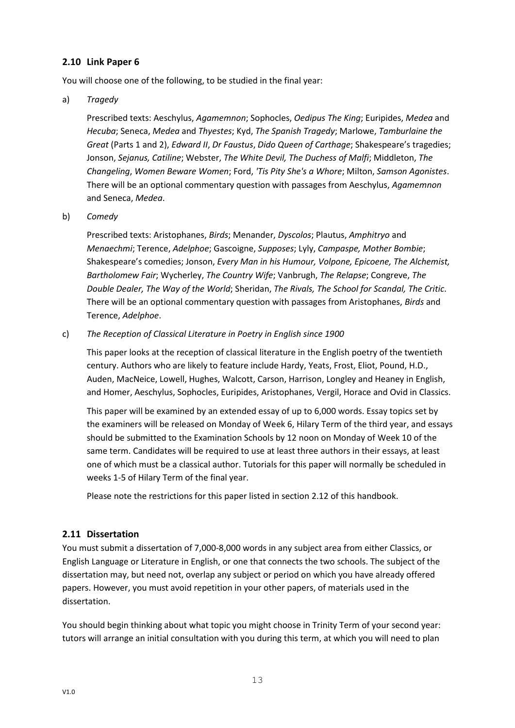### 2.10 Link Paper 6

You will choose one of the following, to be studied in the final year:

a) *Tragedy*

Prescribed texts: Aeschylus, *Agamemnon*; Sophocles, *Oedipus The King*; Euripides, *Medea* and *Hecuba*; Seneca, *Medea* and *Thyestes*; Kyd, *The Spanish Tragedy*; Marlowe, *Tamburlaine the Great* (Parts 1 and 2), *Edward II*, *Dr Faustus*, *Dido Queen of Carthage*; Shakespeare's tragedies; Jonson, *Sejanus, Catiline*; Webster, *The White Devil, The Duchess of Malfi*; Middleton, *The Changeling*, *Women Beware Women*; Ford, *'Tis Pity She's a Whore*; Milton, *Samson Agonistes*. There will be an optional commentary question with passages from Aeschylus, *Agamemnon* and Seneca, *Medea*.

b) *Comedy*

Prescribed texts: Aristophanes, *Birds*; Menander, *Dyscolos*; Plautus, *Amphitryo* and *Menaechmi*; Terence, *Adelphoe*; Gascoigne, *Supposes*; Lyly, *Campaspe, Mother Bombie*; Shakespeare's comedies; Jonson, *Every Man in his Humour, Volpone, Epicoene, The Alchemist, Bartholomew Fair*; Wycherley, *The Country Wife*; Vanbrugh, *The Relapse*; Congreve, *The Double Dealer, The Way of the World*; Sheridan, *The Rivals, The School for Scandal, The Critic*. There will be an optional commentary question with passages from Aristophanes, *Birds* and Terence, *Adelphoe*.

c) *The Reception of Classical Literature in Poetry in English since 1900*

This paper looks at the reception of classical literature in the English poetry of the twentieth century. Authors who are likely to feature include Hardy, Yeats, Frost, Eliot, Pound, H.D., Auden, MacNeice, Lowell, Hughes, Walcott, Carson, Harrison, Longley and Heaney in English, and Homer, Aeschylus, Sophocles, Euripides, Aristophanes, Vergil, Horace and Ovid in Classics.

This paper will be examined by an extended essay of up to 6,000 words. Essay topics set by the examiners will be released on Monday of Week 6, Hilary Term of the third year, and essays should be submitted to the Examination Schools by 12 noon on Monday of Week 10 of the same term. Candidates will be required to use at least three authors in their essays, at least one of which must be a classical author. Tutorials for this paper will normally be scheduled in weeks 1-5 of Hilary Term of the final year.

Please note the restrictions for this paper listed in section 2.12 of this handbook.

### 2.11 Dissertation

You must submit a dissertation of 7,000-8,000 words in any subject area from either Classics, or English Language or Literature in English, or one that connects the two schools. The subject of the dissertation may, but need not, overlap any subject or period on which you have already offered papers. However, you must avoid repetition in your other papers, of materials used in the dissertation.

You should begin thinking about what topic you might choose in Trinity Term of your second year: tutors will arrange an initial consultation with you during this term, at which you will need to plan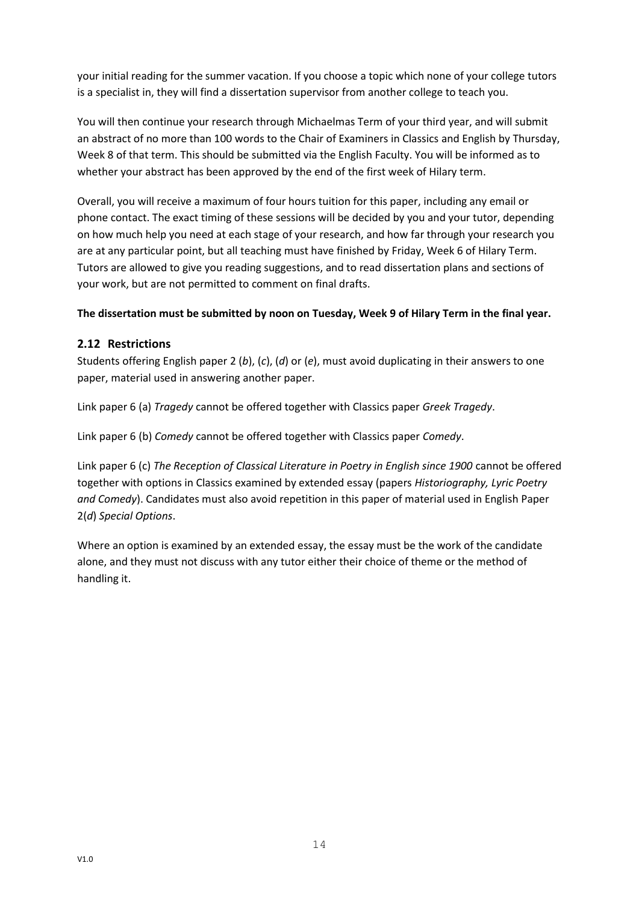your initial reading for the summer vacation. If you choose a topic which none of your college tutors is a specialist in, they will find a dissertation supervisor from another college to teach you.

You will then continue your research through Michaelmas Term of your third year, and will submit an abstract of no more than 100 words to the Chair of Examiners in Classics and English by Thursday, Week 8 of that term. This should be submitted via the English Faculty. You will be informed as to whether your abstract has been approved by the end of the first week of Hilary term.

Overall, you will receive a maximum of four hours tuition for this paper, including any email or phone contact. The exact timing of these sessions will be decided by you and your tutor, depending on how much help you need at each stage of your research, and how far through your research you are at any particular point, but all teaching must have finished by Friday, Week 6 of Hilary Term. Tutors are allowed to give you reading suggestions, and to read dissertation plans and sections of your work, but are not permitted to comment on final drafts.

**The dissertation must be submitted by noon on Tuesday, Week 9 of Hilary Term in the final year.**

## 2.12 Restrictions

Students offering English paper 2 (*b*), (*c*), (*d*) or (*e*), must avoid duplicating in their answers to one paper, material used in answering another paper.

Link paper 6 (a) *Tragedy* cannot be offered together with Classics paper *Greek Tragedy*.

Link paper 6 (b) *Comedy* cannot be offered together with Classics paper *Comedy*.

Link paper 6 (c) *The Reception of Classical Literature in Poetry in English since 1900* cannot be offered together with options in Classics examined by extended essay (papers *Historiography, Lyric Poetry and Comedy*). Candidates must also avoid repetition in this paper of material used in English Paper 2(*d*) *Special Options*.

Where an option is examined by an extended essay, the essay must be the work of the candidate alone, and they must not discuss with any tutor either their choice of theme or the method of handling it.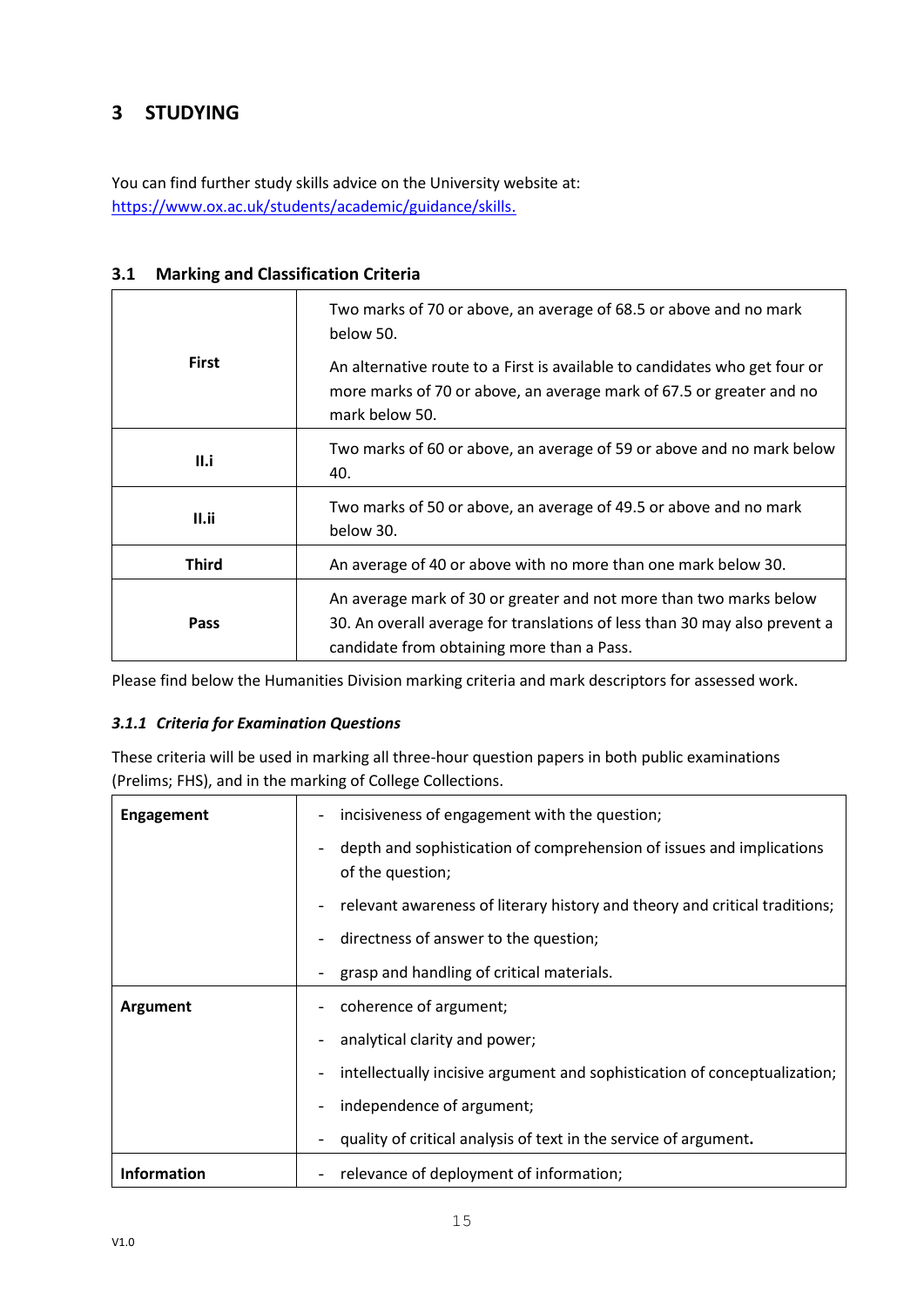## 3 STUDYING

You can find further study skills advice on the University website at: https://www.ox.ac.uk/students/academic/guidance/skills.

### 3.1 Marking and Classification Criteria

| | |
|---|---|
| **First** | Two marks of 70 or above, an average of 68.5 or above and no mark below 50.<br><br>An alternative route to a First is available to candidates who get four or more marks of 70 or above, an average mark of 67.5 or greater and no mark below 50. |
| **II.i** | Two marks of 60 or above, an average of 59 or above and no mark below 40. |
| **II.ii** | Two marks of 50 or above, an average of 49.5 or above and no mark below 30. |
| **Third** | An average of 40 or above with no more than one mark below 30. |
| **Pass** | An average mark of 30 or greater and not more than two marks below 30. An overall average for translations of less than 30 may also prevent a candidate from obtaining more than a Pass. |

Please find below the Humanities Division marking criteria and mark descriptors for assessed work.

#### *3.1.1 Criteria for Examination Questions*

These criteria will be used in marking all three-hour question papers in both public examinations (Prelims; FHS), and in the marking of College Collections.

| | |
|---|---|
| **Engagement** | - incisiveness of engagement with the question;<br>- depth and sophistication of comprehension of issues and implications of the question;<br>- relevant awareness of literary history and theory and critical traditions;<br>- directness of answer to the question;<br>- grasp and handling of critical materials. |
| **Argument** | - coherence of argument;<br>- analytical clarity and power;<br>- intellectually incisive argument and sophistication of conceptualization;<br>- independence of argument;<br>- quality of critical analysis of text in the service of argument. |
| **Information** | - relevance of deployment of information; |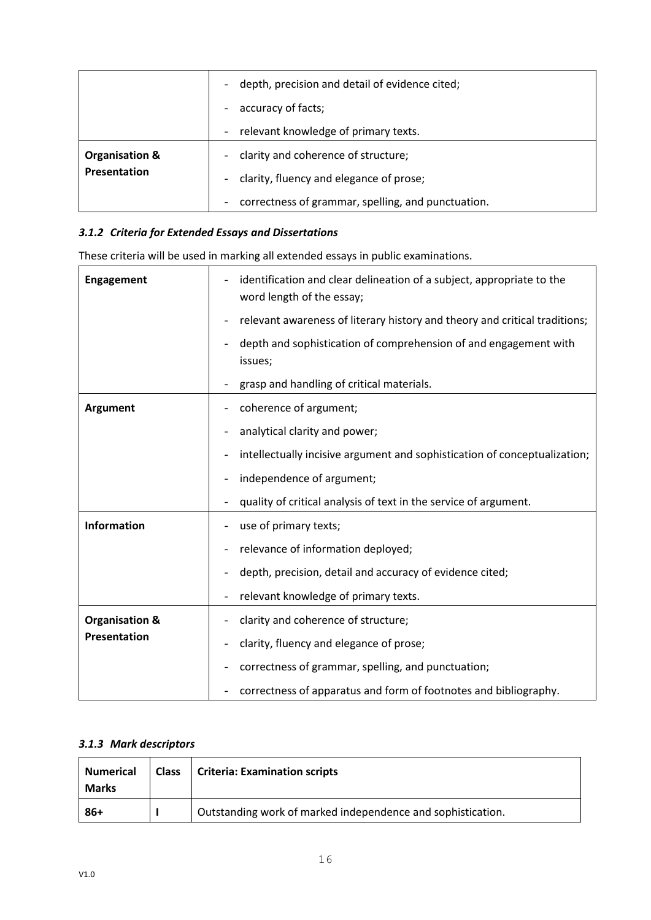| | |
|---|---|
| | - depth, precision and detail of evidence cited;<br>- accuracy of facts;<br>- relevant knowledge of primary texts. |
| **Organisation & Presentation** | - clarity and coherence of structure;<br>- clarity, fluency and elegance of prose;<br>- correctness of grammar, spelling, and punctuation. |

### *3.1.2 Criteria for Extended Essays and Dissertations*

These criteria will be used in marking all extended essays in public examinations.

| | |
|---|---|
| **Engagement** | - identification and clear delineation of a subject, appropriate to the word length of the essay;<br>- relevant awareness of literary history and theory and critical traditions;<br>- depth and sophistication of comprehension of and engagement with issues;<br>- grasp and handling of critical materials. |
| **Argument** | - coherence of argument;<br>- analytical clarity and power;<br>- intellectually incisive argument and sophistication of conceptualization;<br>- independence of argument;<br>- quality of critical analysis of text in the service of argument. |
| **Information** | - use of primary texts;<br>- relevance of information deployed;<br>- depth, precision, detail and accuracy of evidence cited;<br>- relevant knowledge of primary texts. |
| **Organisation & Presentation** | - clarity and coherence of structure;<br>- clarity, fluency and elegance of prose;<br>- correctness of grammar, spelling, and punctuation;<br>- correctness of apparatus and form of footnotes and bibliography. |

### *3.1.3 Mark descriptors*

| Numerical Marks | Class | Criteria: Examination scripts |
|---|---|---|
| 86+ | I | Outstanding work of marked independence and sophistication. |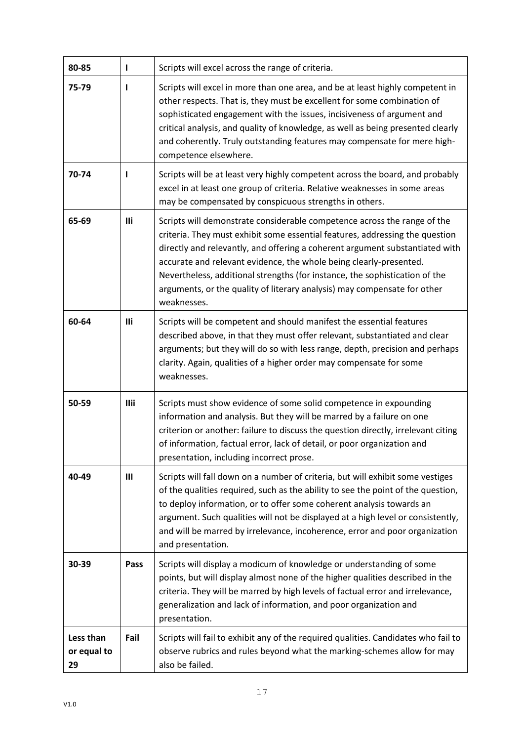| 80-85 | I | Scripts will excel across the range of criteria. |
|---|---|---|
| 75-79 | I | Scripts will excel in more than one area, and be at least highly competent in other respects. That is, they must be excellent for some combination of sophisticated engagement with the issues, incisiveness of argument and critical analysis, and quality of knowledge, as well as being presented clearly and coherently. Truly outstanding features may compensate for mere high-competence elsewhere. |
| 70-74 | I | Scripts will be at least very highly competent across the board, and probably excel in at least one group of criteria. Relative weaknesses in some areas may be compensated by conspicuous strengths in others. |
| 65-69 | IIi | Scripts will demonstrate considerable competence across the range of the criteria. They must exhibit some essential features, addressing the question directly and relevantly, and offering a coherent argument substantiated with accurate and relevant evidence, the whole being clearly-presented. Nevertheless, additional strengths (for instance, the sophistication of the arguments, or the quality of literary analysis) may compensate for other weaknesses. |
| 60-64 | IIi | Scripts will be competent and should manifest the essential features described above, in that they must offer relevant, substantiated and clear arguments; but they will do so with less range, depth, precision and perhaps clarity. Again, qualities of a higher order may compensate for some weaknesses. |
| 50-59 | IIii | Scripts must show evidence of some solid competence in expounding information and analysis. But they will be marred by a failure on one criterion or another: failure to discuss the question directly, irrelevant citing of information, factual error, lack of detail, or poor organization and presentation, including incorrect prose. |
| 40-49 | III | Scripts will fall down on a number of criteria, but will exhibit some vestiges of the qualities required, such as the ability to see the point of the question, to deploy information, or to offer some coherent analysis towards an argument. Such qualities will not be displayed at a high level or consistently, and will be marred by irrelevance, incoherence, error and poor organization and presentation. |
| 30-39 | Pass | Scripts will display a modicum of knowledge or understanding of some points, but will display almost none of the higher qualities described in the criteria. They will be marred by high levels of factual error and irrelevance, generalization and lack of information, and poor organization and presentation. |
| Less than or equal to 29 | Fail | Scripts will fail to exhibit any of the required qualities. Candidates who fail to observe rubrics and rules beyond what the marking-schemes allow for may also be failed. |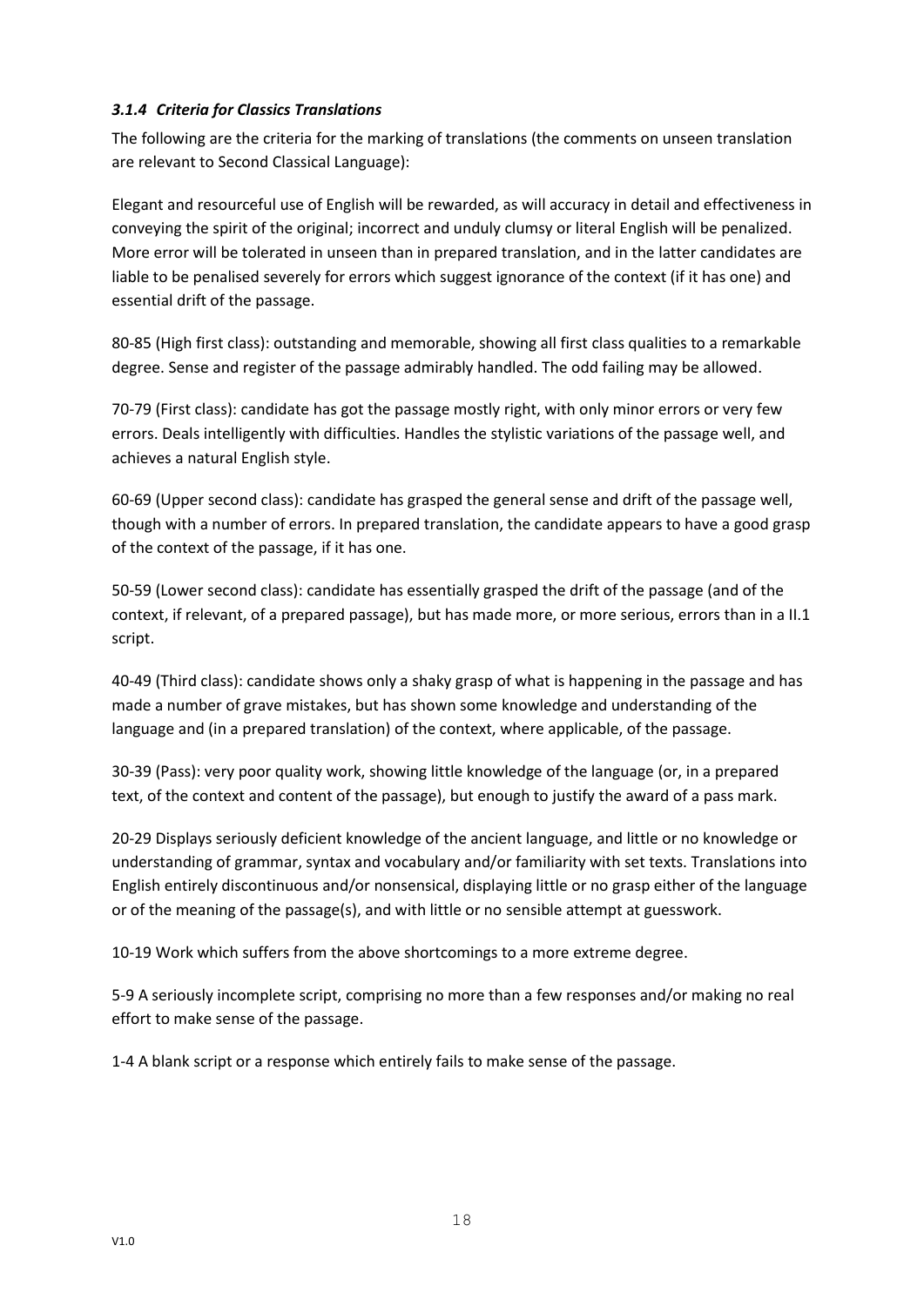### *3.1.4 Criteria for Classics Translations*

The following are the criteria for the marking of translations (the comments on unseen translation are relevant to Second Classical Language):

Elegant and resourceful use of English will be rewarded, as will accuracy in detail and effectiveness in conveying the spirit of the original; incorrect and unduly clumsy or literal English will be penalized. More error will be tolerated in unseen than in prepared translation, and in the latter candidates are liable to be penalised severely for errors which suggest ignorance of the context (if it has one) and essential drift of the passage.

80-85 (High first class): outstanding and memorable, showing all first class qualities to a remarkable degree. Sense and register of the passage admirably handled. The odd failing may be allowed.

70-79 (First class): candidate has got the passage mostly right, with only minor errors or very few errors. Deals intelligently with difficulties. Handles the stylistic variations of the passage well, and achieves a natural English style.

60-69 (Upper second class): candidate has grasped the general sense and drift of the passage well, though with a number of errors. In prepared translation, the candidate appears to have a good grasp of the context of the passage, if it has one.

50-59 (Lower second class): candidate has essentially grasped the drift of the passage (and of the context, if relevant, of a prepared passage), but has made more, or more serious, errors than in a II.1 script.

40-49 (Third class): candidate shows only a shaky grasp of what is happening in the passage and has made a number of grave mistakes, but has shown some knowledge and understanding of the language and (in a prepared translation) of the context, where applicable, of the passage.

30-39 (Pass): very poor quality work, showing little knowledge of the language (or, in a prepared text, of the context and content of the passage), but enough to justify the award of a pass mark.

20-29 Displays seriously deficient knowledge of the ancient language, and little or no knowledge or understanding of grammar, syntax and vocabulary and/or familiarity with set texts. Translations into English entirely discontinuous and/or nonsensical, displaying little or no grasp either of the language or of the meaning of the passage(s), and with little or no sensible attempt at guesswork.

10-19 Work which suffers from the above shortcomings to a more extreme degree.

5-9 A seriously incomplete script, comprising no more than a few responses and/or making no real effort to make sense of the passage.

1-4 A blank script or a response which entirely fails to make sense of the passage.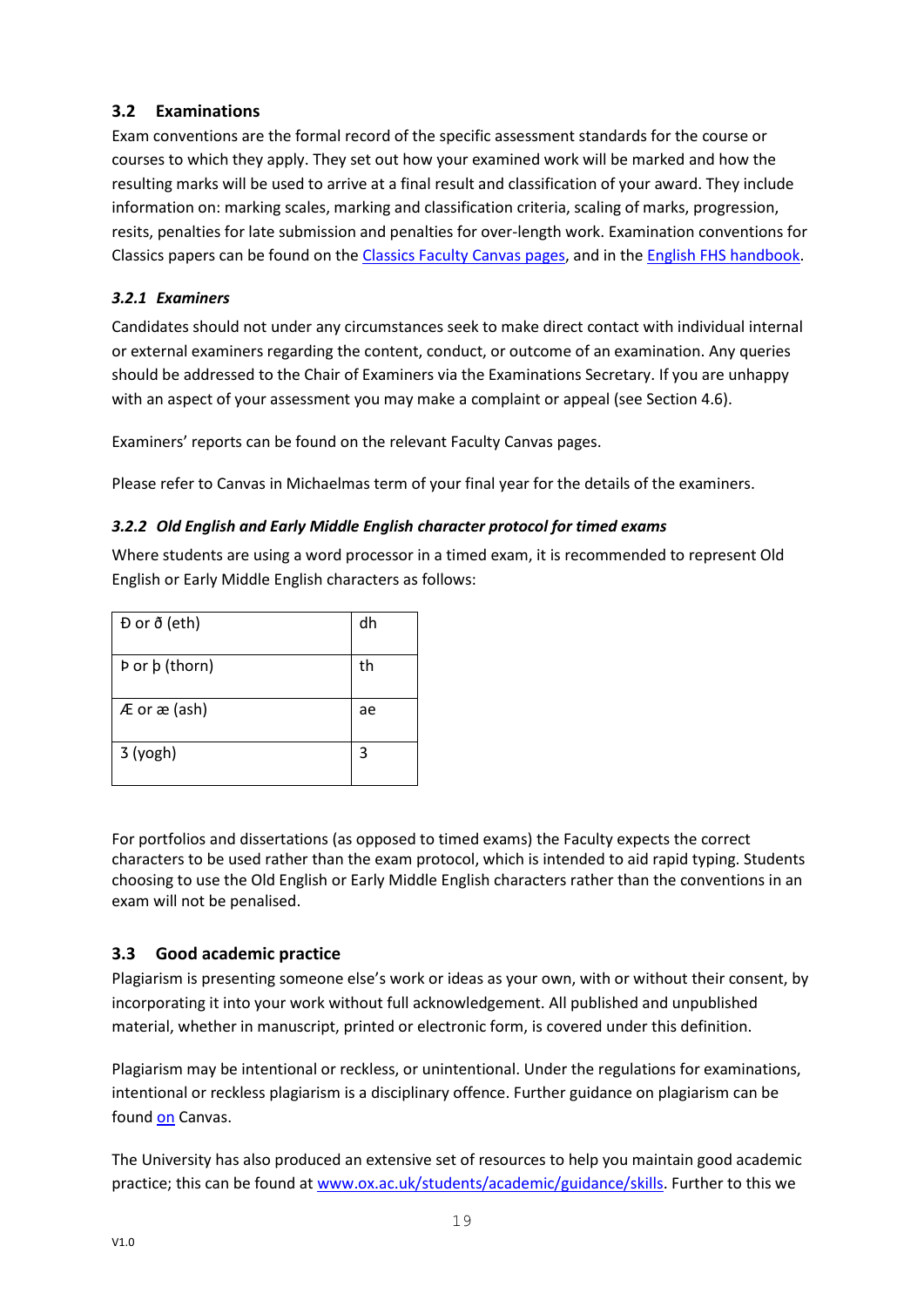## 3.2 Examinations

Exam conventions are the formal record of the specific assessment standards for the course or courses to which they apply. They set out how your examined work will be marked and how the resulting marks will be used to arrive at a final result and classification of your award. They include information on: marking scales, marking and classification criteria, scaling of marks, progression, resits, penalties for late submission and penalties for over-length work. Examination conventions for Classics papers can be found on the Classics Faculty Canvas pages, and in the English FHS handbook.

### *3.2.1 Examiners*

Candidates should not under any circumstances seek to make direct contact with individual internal or external examiners regarding the content, conduct, or outcome of an examination. Any queries should be addressed to the Chair of Examiners via the Examinations Secretary. If you are unhappy with an aspect of your assessment you may make a complaint or appeal (see Section 4.6).

Examiners' reports can be found on the relevant Faculty Canvas pages.

Please refer to Canvas in Michaelmas term of your final year for the details of the examiners.

### *3.2.2 Old English and Early Middle English character protocol for timed exams*

Where students are using a word processor in a timed exam, it is recommended to represent Old English or Early Middle English characters as follows:

| Character | Representation |
|---|---|
| Ð or ð (eth) | dh |
| Þ or þ (thorn) | th |
| Æ or æ (ash) | ae |
| ȝ (yogh) | 3 |

For portfolios and dissertations (as opposed to timed exams) the Faculty expects the correct characters to be used rather than the exam protocol, which is intended to aid rapid typing. Students choosing to use the Old English or Early Middle English characters rather than the conventions in an exam will not be penalised.

## 3.3 Good academic practice

Plagiarism is presenting someone else's work or ideas as your own, with or without their consent, by incorporating it into your work without full acknowledgement. All published and unpublished material, whether in manuscript, printed or electronic form, is covered under this definition.

Plagiarism may be intentional or reckless, or unintentional. Under the regulations for examinations, intentional or reckless plagiarism is a disciplinary offence. Further guidance on plagiarism can be found on Canvas.

The University has also produced an extensive set of resources to help you maintain good academic practice; this can be found at www.ox.ac.uk/students/academic/guidance/skills. Further to this we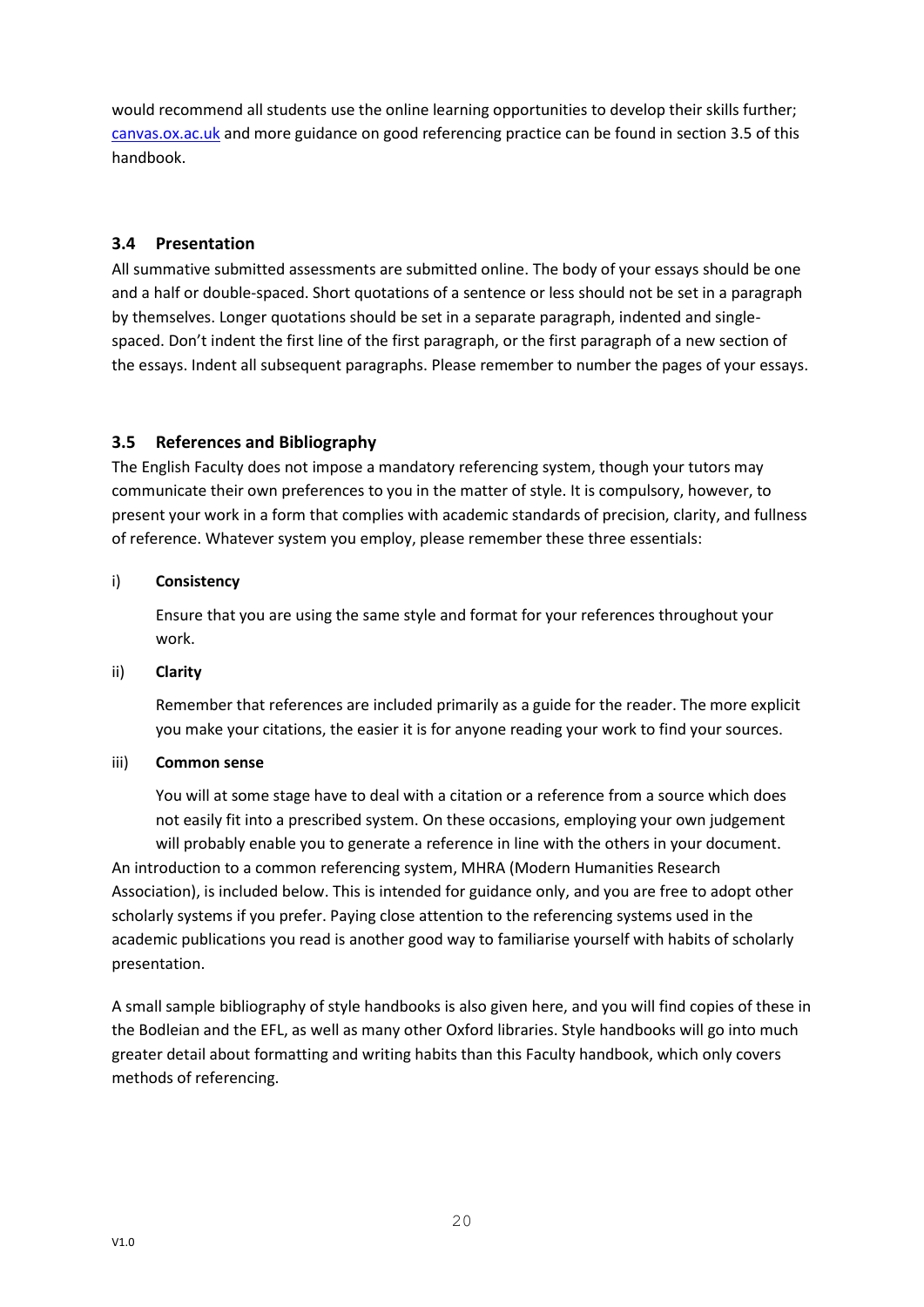would recommend all students use the online learning opportunities to develop their skills further; [canvas.ox.ac.uk](https://canvas.ox.ac.uk) and more guidance on good referencing practice can be found in section 3.5 of this handbook.

### 3.4 Presentation

All summative submitted assessments are submitted online. The body of your essays should be one and a half or double-spaced. Short quotations of a sentence or less should not be set in a paragraph by themselves. Longer quotations should be set in a separate paragraph, indented and single-spaced. Don't indent the first line of the first paragraph, or the first paragraph of a new section of the essays. Indent all subsequent paragraphs. Please remember to number the pages of your essays.

### 3.5 References and Bibliography

The English Faculty does not impose a mandatory referencing system, though your tutors may communicate their own preferences to you in the matter of style. It is compulsory, however, to present your work in a form that complies with academic standards of precision, clarity, and fullness of reference. Whatever system you employ, please remember these three essentials:

i) **Consistency**

Ensure that you are using the same style and format for your references throughout your work.

ii) **Clarity**

Remember that references are included primarily as a guide for the reader. The more explicit you make your citations, the easier it is for anyone reading your work to find your sources.

iii) **Common sense**

You will at some stage have to deal with a citation or a reference from a source which does not easily fit into a prescribed system. On these occasions, employing your own judgement will probably enable you to generate a reference in line with the others in your document.

An introduction to a common referencing system, MHRA (Modern Humanities Research Association), is included below. This is intended for guidance only, and you are free to adopt other scholarly systems if you prefer. Paying close attention to the referencing systems used in the academic publications you read is another good way to familiarise yourself with habits of scholarly presentation.

A small sample bibliography of style handbooks is also given here, and you will find copies of these in the Bodleian and the EFL, as well as many other Oxford libraries. Style handbooks will go into much greater detail about formatting and writing habits than this Faculty handbook, which only covers methods of referencing.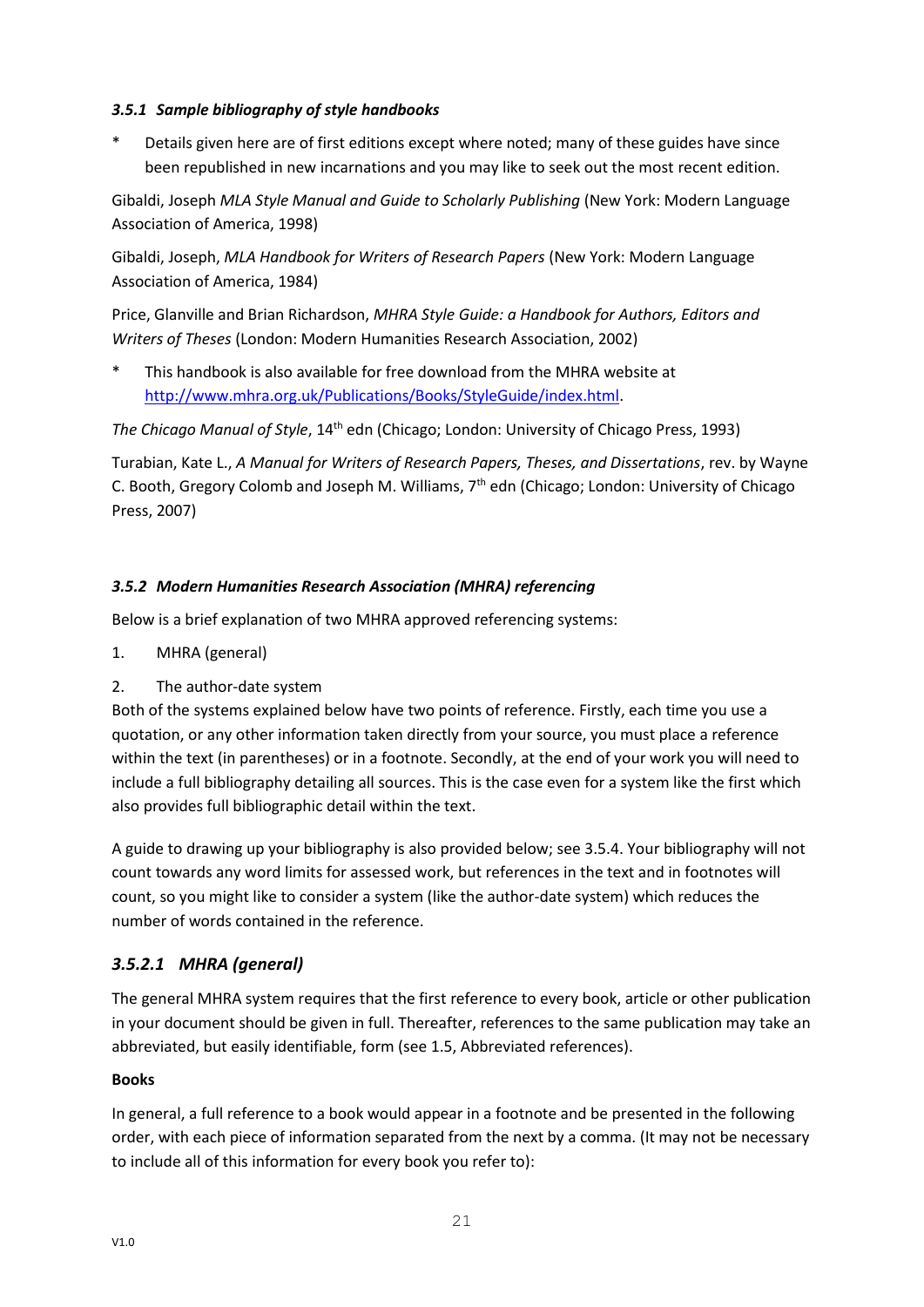### *3.5.1 Sample bibliography of style handbooks*

\* Details given here are of first editions except where noted; many of these guides have since been republished in new incarnations and you may like to seek out the most recent edition.

Gibaldi, Joseph *MLA Style Manual and Guide to Scholarly Publishing* (New York: Modern Language Association of America, 1998)

Gibaldi, Joseph, *MLA Handbook for Writers of Research Papers* (New York: Modern Language Association of America, 1984)

Price, Glanville and Brian Richardson, *MHRA Style Guide: a Handbook for Authors, Editors and Writers of Theses* (London: Modern Humanities Research Association, 2002)

\* This handbook is also available for free download from the MHRA website at [http://www.mhra.org.uk/Publications/Books/StyleGuide/index.html](http://www.mhra.org.uk/Publications/Books/StyleGuide/index.html).

*The Chicago Manual of Style*, 14th edn (Chicago; London: University of Chicago Press, 1993)

Turabian, Kate L., *A Manual for Writers of Research Papers, Theses, and Dissertations*, rev. by Wayne C. Booth, Gregory Colomb and Joseph M. Williams, 7th edn (Chicago; London: University of Chicago Press, 2007)

### *3.5.2 Modern Humanities Research Association (MHRA) referencing*

Below is a brief explanation of two MHRA approved referencing systems:

1. MHRA (general)
2. The author-date system

Both of the systems explained below have two points of reference. Firstly, each time you use a quotation, or any other information taken directly from your source, you must place a reference within the text (in parentheses) or in a footnote. Secondly, at the end of your work you will need to include a full bibliography detailing all sources. This is the case even for a system like the first which also provides full bibliographic detail within the text.

A guide to drawing up your bibliography is also provided below; see 3.5.4. Your bibliography will not count towards any word limits for assessed work, but references in the text and in footnotes will count, so you might like to consider a system (like the author-date system) which reduces the number of words contained in the reference.

## *3.5.2.1 MHRA (general)*

The general MHRA system requires that the first reference to every book, article or other publication in your document should be given in full. Thereafter, references to the same publication may take an abbreviated, but easily identifiable, form (see 1.5, Abbreviated references).

**Books**

In general, a full reference to a book would appear in a footnote and be presented in the following order, with each piece of information separated from the next by a comma. (It may not be necessary to include all of this information for every book you refer to):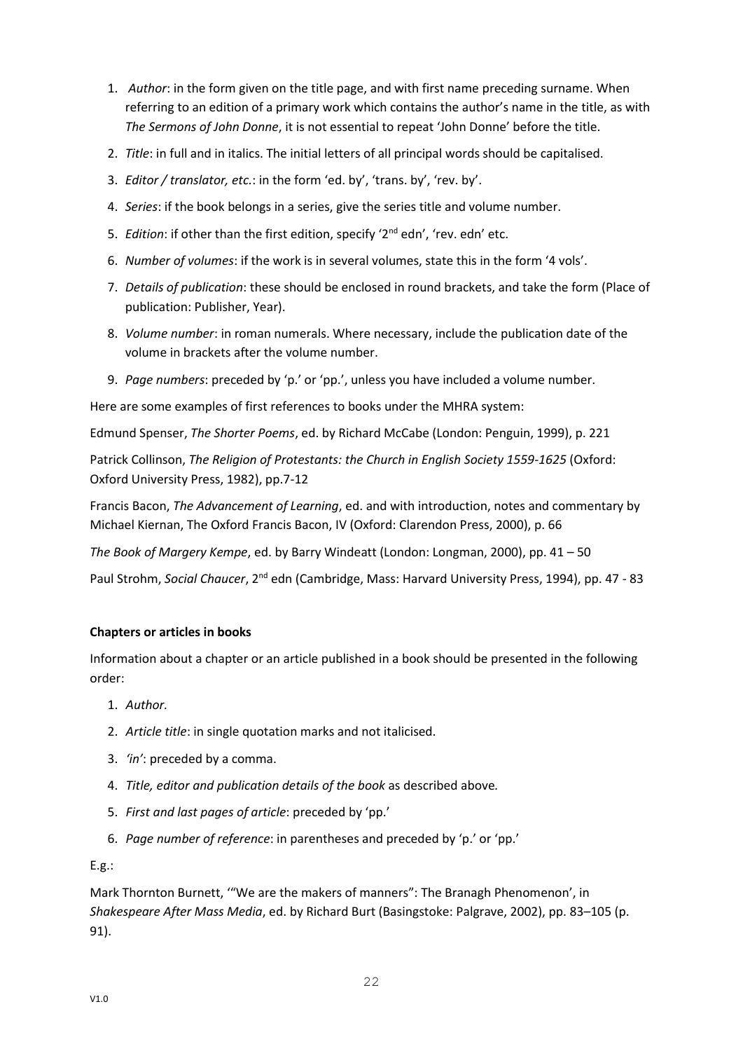1. *Author*: in the form given on the title page, and with first name preceding surname. When referring to an edition of a primary work which contains the author's name in the title, as with *The Sermons of John Donne*, it is not essential to repeat 'John Donne' before the title.
2. *Title*: in full and in italics. The initial letters of all principal words should be capitalised.
3. *Editor / translator, etc.*: in the form 'ed. by', 'trans. by', 'rev. by'.
4. *Series*: if the book belongs in a series, give the series title and volume number.
5. *Edition*: if other than the first edition, specify '2nd edn', 'rev. edn' etc.
6. *Number of volumes*: if the work is in several volumes, state this in the form '4 vols'.
7. *Details of publication*: these should be enclosed in round brackets, and take the form (Place of publication: Publisher, Year).
8. *Volume number*: in roman numerals. Where necessary, include the publication date of the volume in brackets after the volume number.
9. *Page numbers*: preceded by 'p.' or 'pp.', unless you have included a volume number.

Here are some examples of first references to books under the MHRA system:

Edmund Spenser, *The Shorter Poems*, ed. by Richard McCabe (London: Penguin, 1999), p. 221

Patrick Collinson, *The Religion of Protestants: the Church in English Society 1559-1625* (Oxford: Oxford University Press, 1982), pp.7-12

Francis Bacon, *The Advancement of Learning*, ed. and with introduction, notes and commentary by Michael Kiernan, The Oxford Francis Bacon, IV (Oxford: Clarendon Press, 2000), p. 66

*The Book of Margery Kempe*, ed. by Barry Windeatt (London: Longman, 2000), pp. 41 – 50

Paul Strohm, *Social Chaucer*, 2nd edn (Cambridge, Mass: Harvard University Press, 1994), pp. 47 - 83

**Chapters or articles in books**

Information about a chapter or an article published in a book should be presented in the following order:

1. *Author.*
2. *Article title*: in single quotation marks and not italicised.
3. *'in'*: preceded by a comma.
4. *Title, editor and publication details of the book* as described above*.*
5. *First and last pages of article*: preceded by 'pp.'
6. *Page number of reference*: in parentheses and preceded by 'p.' or 'pp.'

E.g.:

Mark Thornton Burnett, '"We are the makers of manners": The Branagh Phenomenon', in *Shakespeare After Mass Media*, ed. by Richard Burt (Basingstoke: Palgrave, 2002), pp. 83–105 (p. 91).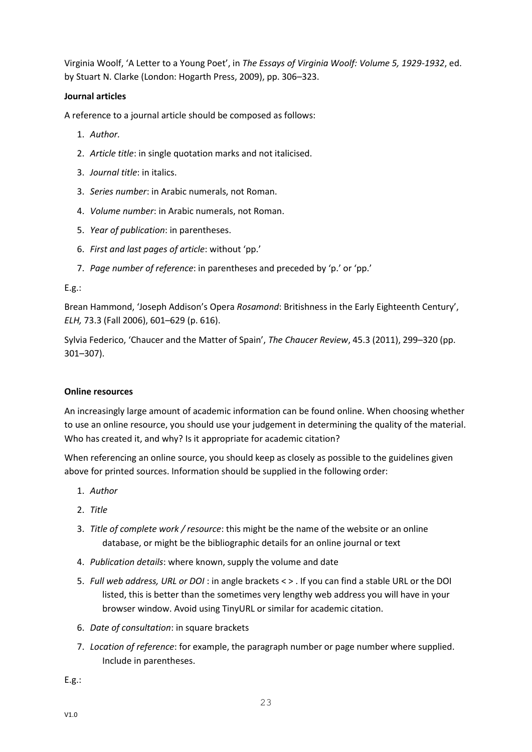Virginia Woolf, 'A Letter to a Young Poet', in *The Essays of Virginia Woolf: Volume 5, 1929-1932*, ed. by Stuart N. Clarke (London: Hogarth Press, 2009), pp. 306–323.

**Journal articles**

A reference to a journal article should be composed as follows:

1. *Author*.
2. *Article title*: in single quotation marks and not italicised.
3. *Journal title*: in italics.
3. *Series number*: in Arabic numerals, not Roman.
4. *Volume number*: in Arabic numerals, not Roman.
5. *Year of publication*: in parentheses.
6. *First and last pages of article*: without 'pp.'
7. *Page number of reference*: in parentheses and preceded by 'p.' or 'pp.'

E.g.:

Brean Hammond, 'Joseph Addison's Opera *Rosamond*: Britishness in the Early Eighteenth Century', *ELH,* 73.3 (Fall 2006), 601–629 (p. 616).

Sylvia Federico, 'Chaucer and the Matter of Spain', *The Chaucer Review*, 45.3 (2011), 299–320 (pp. 301–307).

**Online resources**

An increasingly large amount of academic information can be found online. When choosing whether to use an online resource, you should use your judgement in determining the quality of the material. Who has created it, and why? Is it appropriate for academic citation?

When referencing an online source, you should keep as closely as possible to the guidelines given above for printed sources. Information should be supplied in the following order:

1. *Author*
2. *Title*
3. *Title of complete work / resource*: this might be the name of the website or an online database, or might be the bibliographic details for an online journal or text
4. *Publication details*: where known, supply the volume and date
5. *Full web address, URL or DOI* : in angle brackets < > . If you can find a stable URL or the DOI listed, this is better than the sometimes very lengthy web address you will have in your browser window. Avoid using TinyURL or similar for academic citation.
6. *Date of consultation*: in square brackets
7. *Location of reference*: for example, the paragraph number or page number where supplied. Include in parentheses.

E.g.: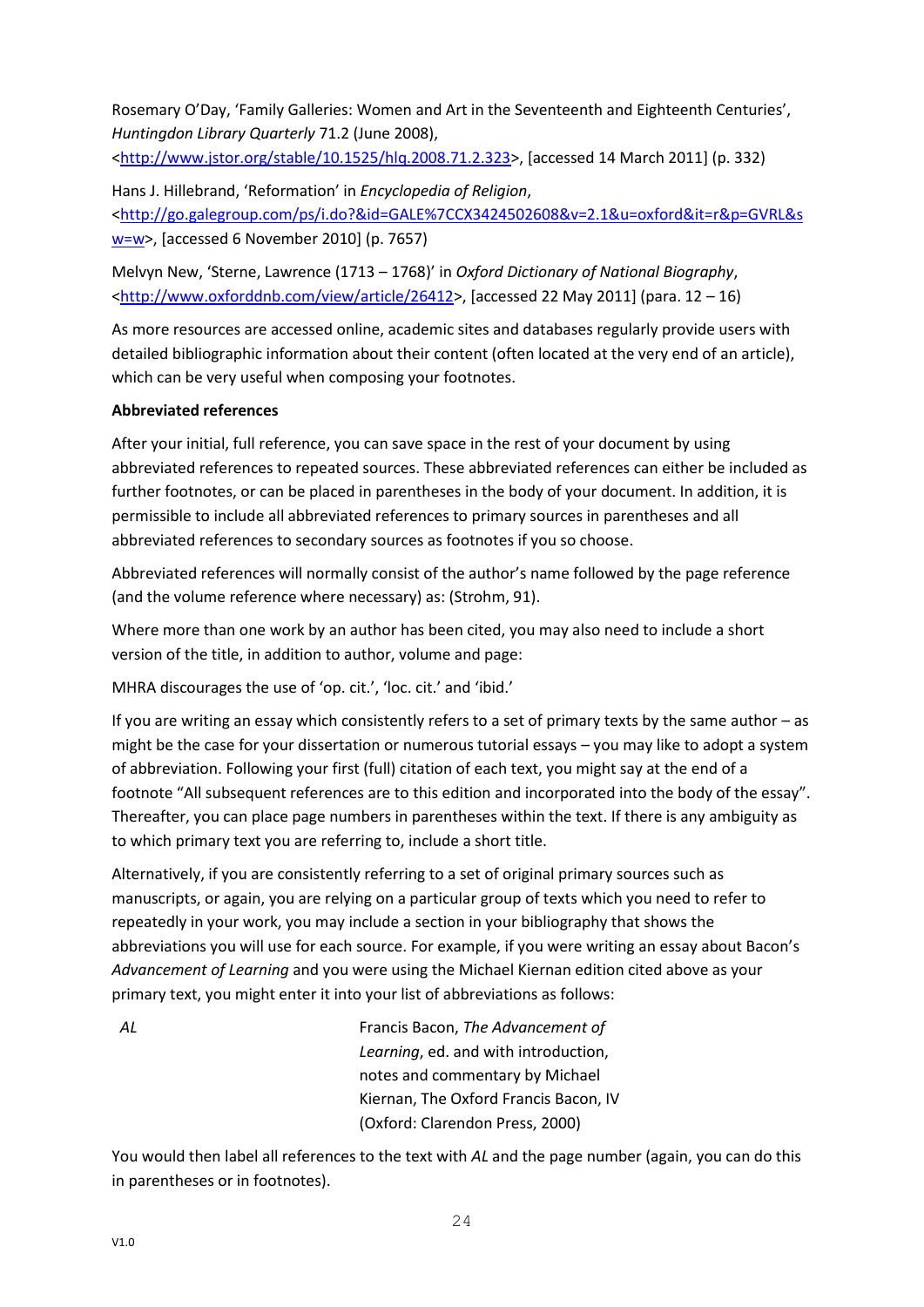Rosemary O'Day, 'Family Galleries: Women and Art in the Seventeenth and Eighteenth Centuries', *Huntingdon Library Quarterly* 71.2 (June 2008), <http://www.jstor.org/stable/10.1525/hlq.2008.71.2.323>, [accessed 14 March 2011] (p. 332)

Hans J. Hillebrand, 'Reformation' in *Encyclopedia of Religion*, <http://go.galegroup.com/ps/i.do?&id=GALE%7CCX3424502608&v=2.1&u=oxford&it=r&p=GVRL&sw=w>, [accessed 6 November 2010] (p. 7657)

Melvyn New, 'Sterne, Lawrence (1713 – 1768)' in *Oxford Dictionary of National Biography*, <http://www.oxforddnb.com/view/article/26412>, [accessed 22 May 2011] (para. 12 – 16)

As more resources are accessed online, academic sites and databases regularly provide users with detailed bibliographic information about their content (often located at the very end of an article), which can be very useful when composing your footnotes.

**Abbreviated references**

After your initial, full reference, you can save space in the rest of your document by using abbreviated references to repeated sources. These abbreviated references can either be included as further footnotes, or can be placed in parentheses in the body of your document. In addition, it is permissible to include all abbreviated references to primary sources in parentheses and all abbreviated references to secondary sources as footnotes if you so choose.

Abbreviated references will normally consist of the author's name followed by the page reference (and the volume reference where necessary) as: (Strohm, 91).

Where more than one work by an author has been cited, you may also need to include a short version of the title, in addition to author, volume and page:

MHRA discourages the use of 'op. cit.', 'loc. cit.' and 'ibid.'

If you are writing an essay which consistently refers to a set of primary texts by the same author – as might be the case for your dissertation or numerous tutorial essays – you may like to adopt a system of abbreviation. Following your first (full) citation of each text, you might say at the end of a footnote "All subsequent references are to this edition and incorporated into the body of the essay". Thereafter, you can place page numbers in parentheses within the text. If there is any ambiguity as to which primary text you are referring to, include a short title.

Alternatively, if you are consistently referring to a set of original primary sources such as manuscripts, or again, you are relying on a particular group of texts which you need to refer to repeatedly in your work, you may include a section in your bibliography that shows the abbreviations you will use for each source. For example, if you were writing an essay about Bacon's *Advancement of Learning* and you were using the Michael Kiernan edition cited above as your primary text, you might enter it into your list of abbreviations as follows:

| | |
|---|---|
| *AL* | Francis Bacon, *The Advancement of Learning*, ed. and with introduction, notes and commentary by Michael Kiernan, The Oxford Francis Bacon, IV (Oxford: Clarendon Press, 2000) |

You would then label all references to the text with *AL* and the page number (again, you can do this in parentheses or in footnotes).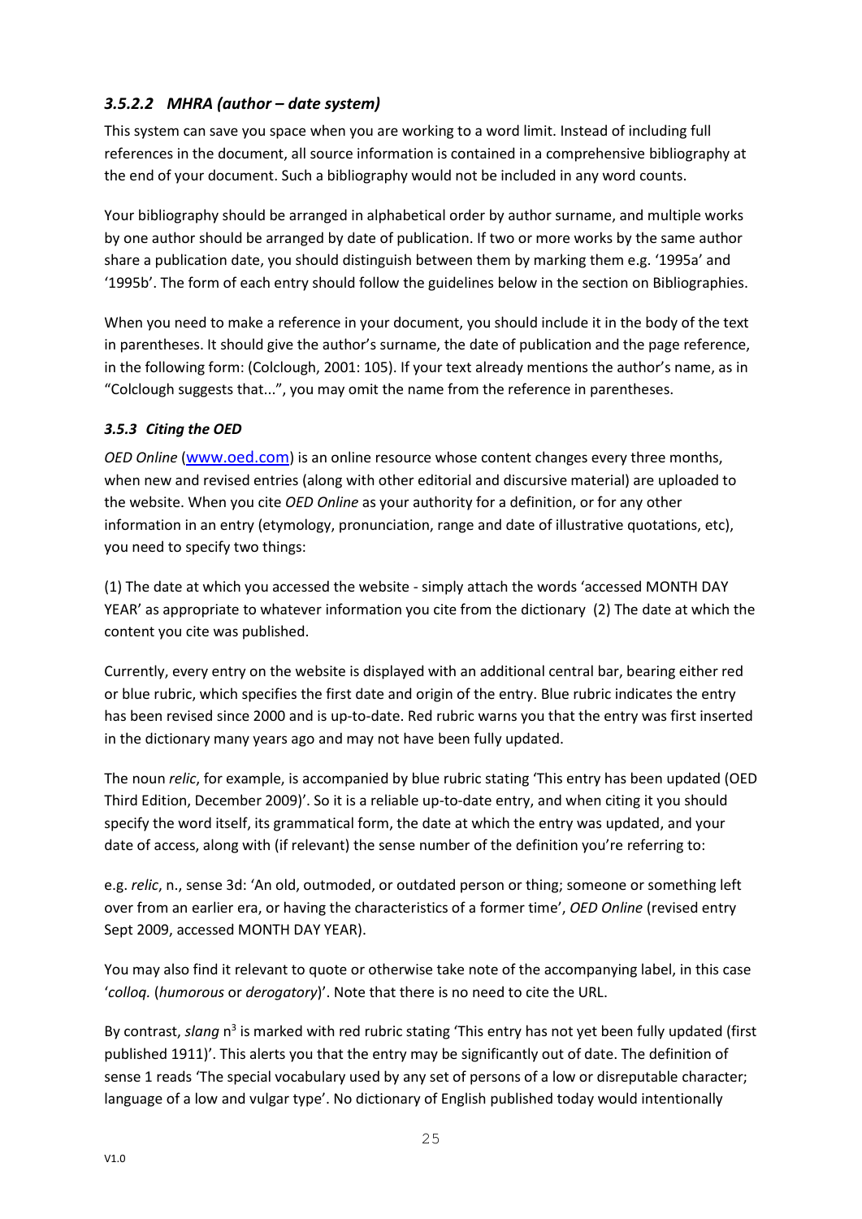### *3.5.2.2 MHRA (author – date system)*

This system can save you space when you are working to a word limit. Instead of including full references in the document, all source information is contained in a comprehensive bibliography at the end of your document. Such a bibliography would not be included in any word counts.

Your bibliography should be arranged in alphabetical order by author surname, and multiple works by one author should be arranged by date of publication. If two or more works by the same author share a publication date, you should distinguish between them by marking them e.g. '1995a' and '1995b'. The form of each entry should follow the guidelines below in the section on Bibliographies.

When you need to make a reference in your document, you should include it in the body of the text in parentheses. It should give the author's surname, the date of publication and the page reference, in the following form: (Colclough, 2001: 105). If your text already mentions the author's name, as in "Colclough suggests that...", you may omit the name from the reference in parentheses.

### *3.5.3 Citing the OED*

*OED Online* (www.oed.com) is an online resource whose content changes every three months, when new and revised entries (along with other editorial and discursive material) are uploaded to the website. When you cite *OED Online* as your authority for a definition, or for any other information in an entry (etymology, pronunciation, range and date of illustrative quotations, etc), you need to specify two things:

(1) The date at which you accessed the website - simply attach the words 'accessed MONTH DAY YEAR' as appropriate to whatever information you cite from the dictionary (2) The date at which the content you cite was published.

Currently, every entry on the website is displayed with an additional central bar, bearing either red or blue rubric, which specifies the first date and origin of the entry. Blue rubric indicates the entry has been revised since 2000 and is up-to-date. Red rubric warns you that the entry was first inserted in the dictionary many years ago and may not have been fully updated.

The noun *relic*, for example, is accompanied by blue rubric stating 'This entry has been updated (OED Third Edition, December 2009)'. So it is a reliable up-to-date entry, and when citing it you should specify the word itself, its grammatical form, the date at which the entry was updated, and your date of access, along with (if relevant) the sense number of the definition you're referring to:

e.g. *relic*, n., sense 3d: 'An old, outmoded, or outdated person or thing; someone or something left over from an earlier era, or having the characteristics of a former time', *OED Online* (revised entry Sept 2009, accessed MONTH DAY YEAR).

You may also find it relevant to quote or otherwise take note of the accompanying label, in this case '*colloq.* (*humorous* or *derogatory*)'. Note that there is no need to cite the URL.

By contrast, *slang* n$^{3}$ is marked with red rubric stating 'This entry has not yet been fully updated (first published 1911)'. This alerts you that the entry may be significantly out of date. The definition of sense 1 reads 'The special vocabulary used by any set of persons of a low or disreputable character; language of a low and vulgar type'. No dictionary of English published today would intentionally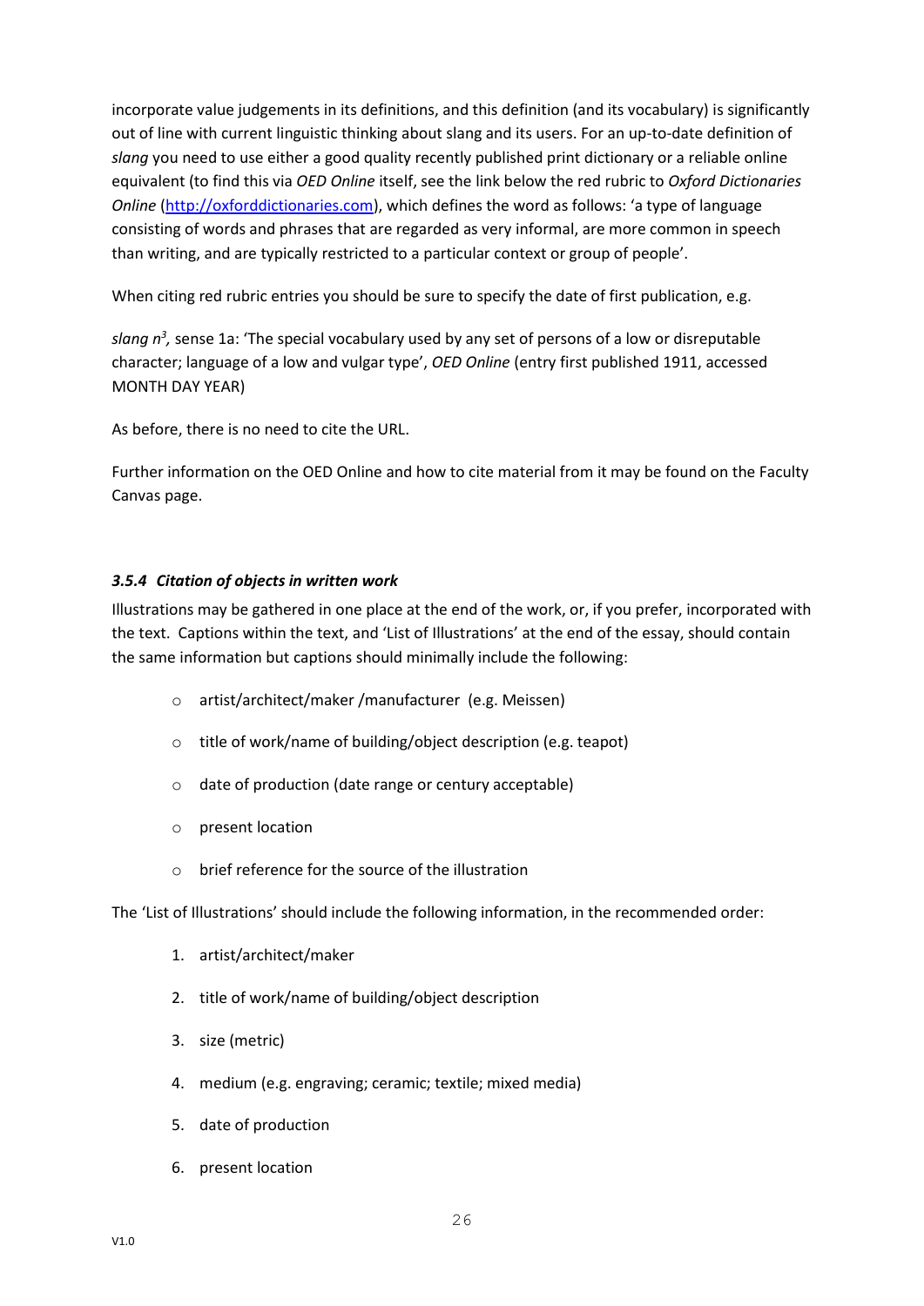incorporate value judgements in its definitions, and this definition (and its vocabulary) is significantly out of line with current linguistic thinking about slang and its users. For an up-to-date definition of *slang* you need to use either a good quality recently published print dictionary or a reliable online equivalent (to find this via *OED Online* itself, see the link below the red rubric to *Oxford Dictionaries Online* (http://oxforddictionaries.com), which defines the word as follows: 'a type of language consisting of words and phrases that are regarded as very informal, are more common in speech than writing, and are typically restricted to a particular context or group of people'.

When citing red rubric entries you should be sure to specify the date of first publication, e.g.

*slang n[3],* sense 1a: 'The special vocabulary used by any set of persons of a low or disreputable character; language of a low and vulgar type', *OED Online* (entry first published 1911, accessed MONTH DAY YEAR)

As before, there is no need to cite the URL.

Further information on the OED Online and how to cite material from it may be found on the Faculty Canvas page.

### *3.5.4 Citation of objects in written work*

Illustrations may be gathered in one place at the end of the work, or, if you prefer, incorporated with the text. Captions within the text, and 'List of Illustrations' at the end of the essay, should contain the same information but captions should minimally include the following:

- artist/architect/maker /manufacturer (e.g. Meissen)
- title of work/name of building/object description (e.g. teapot)
- date of production (date range or century acceptable)
- present location
- brief reference for the source of the illustration

The 'List of Illustrations' should include the following information, in the recommended order:

1. artist/architect/maker
2. title of work/name of building/object description
3. size (metric)
4. medium (e.g. engraving; ceramic; textile; mixed media)
5. date of production
6. present location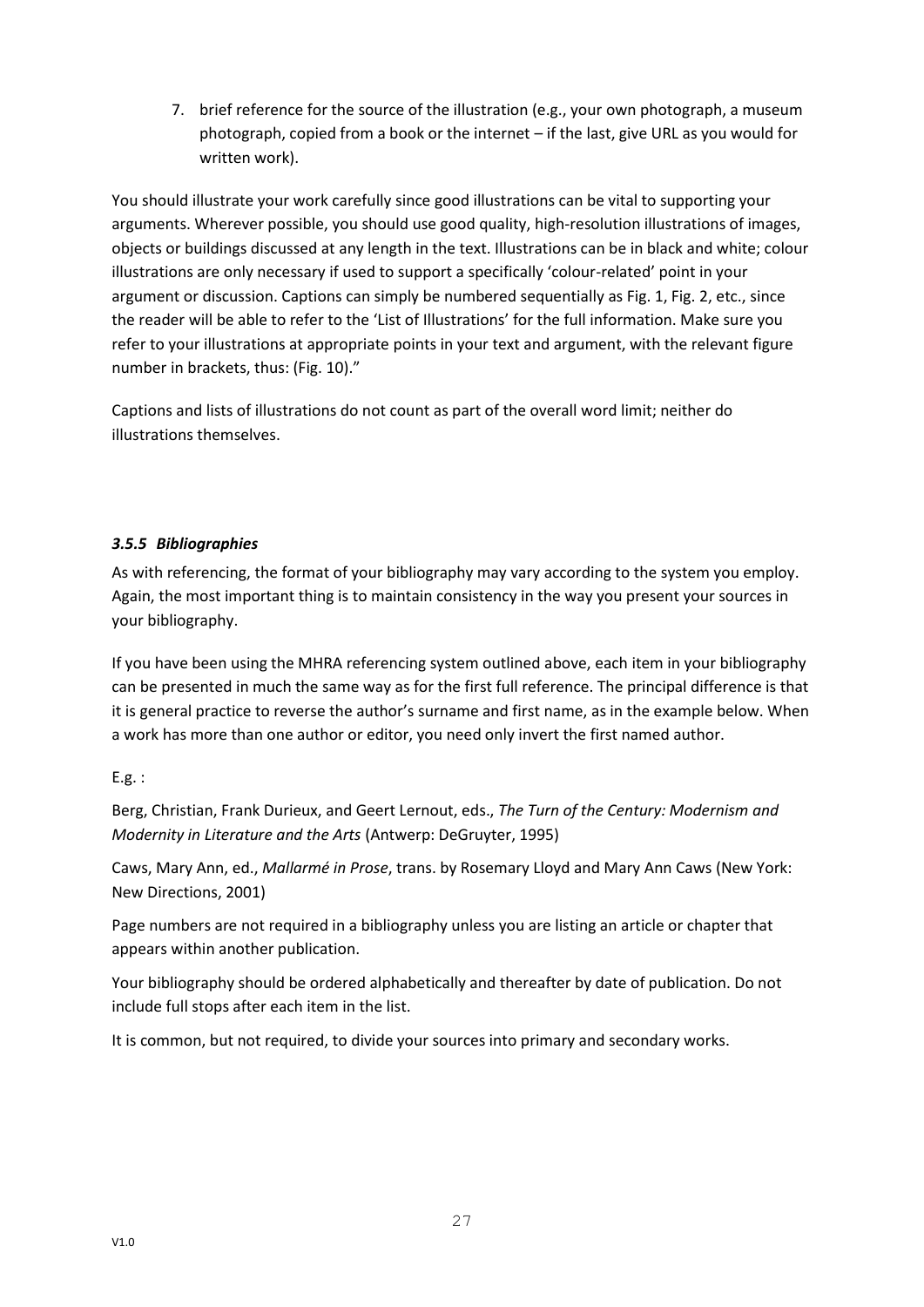7. brief reference for the source of the illustration (e.g., your own photograph, a museum photograph, copied from a book or the internet – if the last, give URL as you would for written work).

You should illustrate your work carefully since good illustrations can be vital to supporting your arguments. Wherever possible, you should use good quality, high-resolution illustrations of images, objects or buildings discussed at any length in the text. Illustrations can be in black and white; colour illustrations are only necessary if used to support a specifically 'colour-related' point in your argument or discussion. Captions can simply be numbered sequentially as Fig. 1, Fig. 2, etc., since the reader will be able to refer to the 'List of Illustrations' for the full information. Make sure you refer to your illustrations at appropriate points in your text and argument, with the relevant figure number in brackets, thus: (Fig. 10)."

Captions and lists of illustrations do not count as part of the overall word limit; neither do illustrations themselves.

### *3.5.5 Bibliographies*

As with referencing, the format of your bibliography may vary according to the system you employ. Again, the most important thing is to maintain consistency in the way you present your sources in your bibliography.

If you have been using the MHRA referencing system outlined above, each item in your bibliography can be presented in much the same way as for the first full reference. The principal difference is that it is general practice to reverse the author's surname and first name, as in the example below. When a work has more than one author or editor, you need only invert the first named author.

E.g. :

Berg, Christian, Frank Durieux, and Geert Lernout, eds., *The Turn of the Century: Modernism and Modernity in Literature and the Arts* (Antwerp: DeGruyter, 1995)

Caws, Mary Ann, ed., *Mallarmé in Prose*, trans. by Rosemary Lloyd and Mary Ann Caws (New York: New Directions, 2001)

Page numbers are not required in a bibliography unless you are listing an article or chapter that appears within another publication.

Your bibliography should be ordered alphabetically and thereafter by date of publication. Do not include full stops after each item in the list.

It is common, but not required, to divide your sources into primary and secondary works.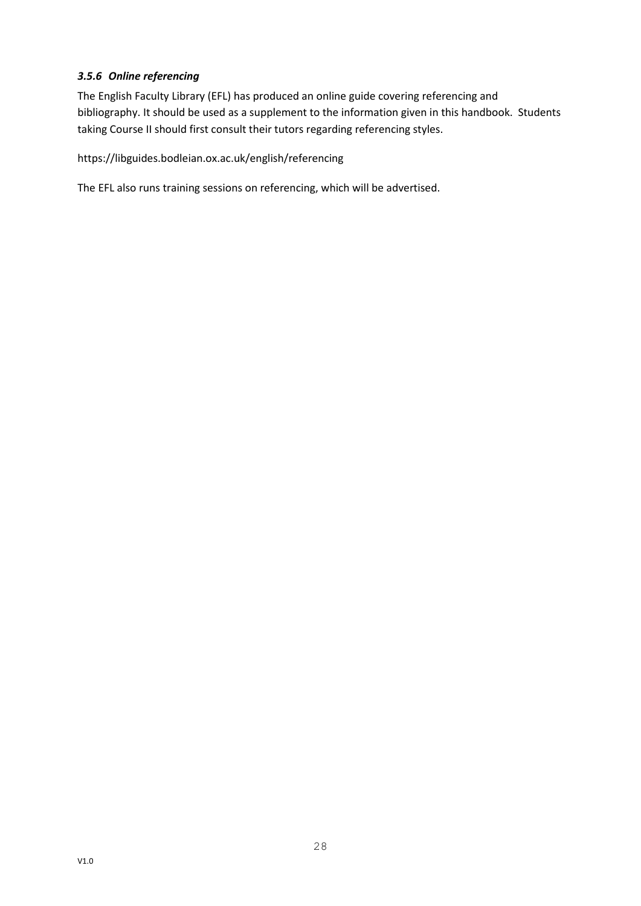### *3.5.6 Online referencing*

The English Faculty Library (EFL) has produced an online guide covering referencing and bibliography. It should be used as a supplement to the information given in this handbook. Students taking Course II should first consult their tutors regarding referencing styles.

https://libguides.bodleian.ox.ac.uk/english/referencing

The EFL also runs training sessions on referencing, which will be advertised.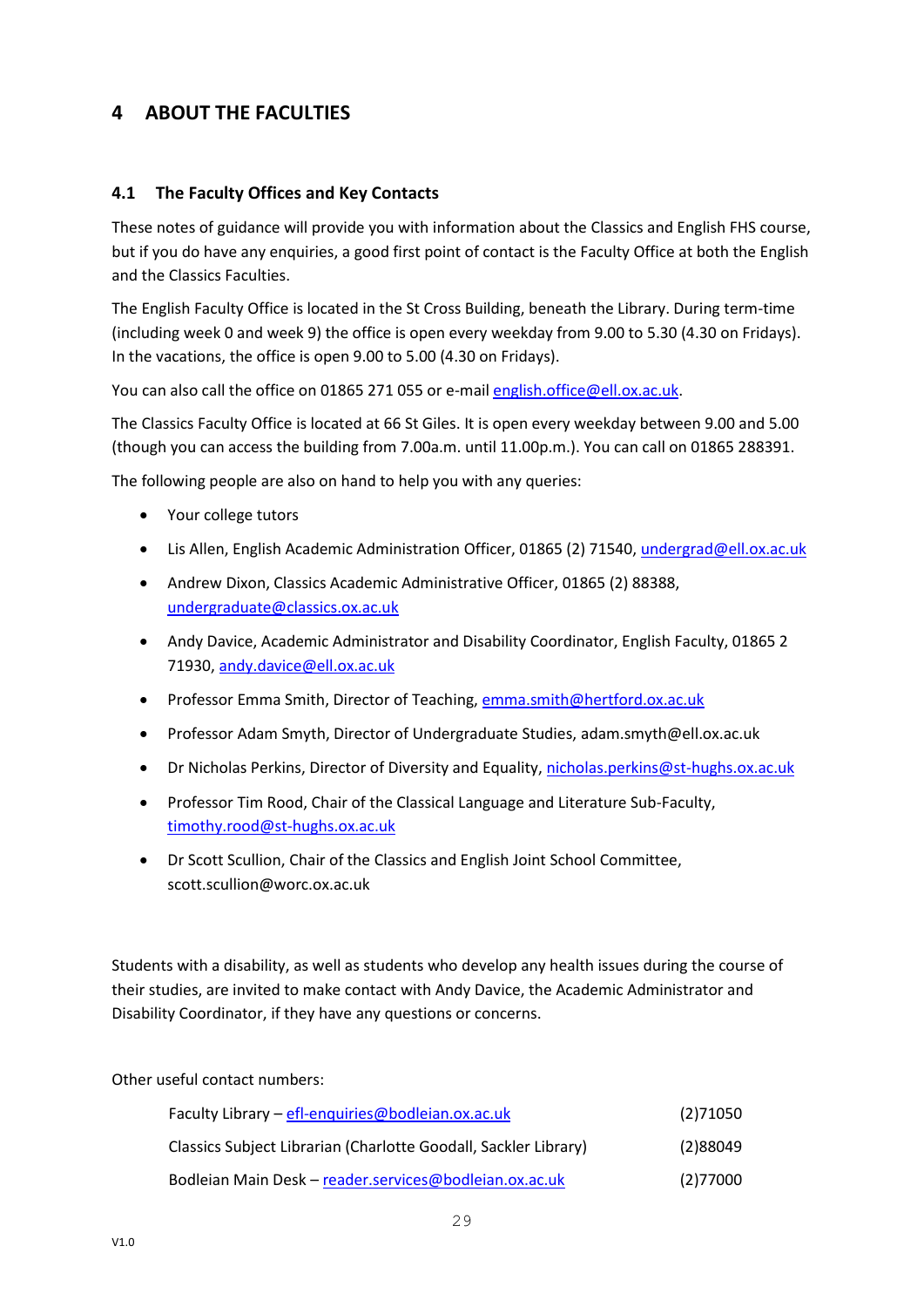# 4 ABOUT THE FACULTIES

## 4.1 The Faculty Offices and Key Contacts

These notes of guidance will provide you with information about the Classics and English FHS course, but if you do have any enquiries, a good first point of contact is the Faculty Office at both the English and the Classics Faculties.

The English Faculty Office is located in the St Cross Building, beneath the Library. During term-time (including week 0 and week 9) the office is open every weekday from 9.00 to 5.30 (4.30 on Fridays). In the vacations, the office is open 9.00 to 5.00 (4.30 on Fridays).

You can also call the office on 01865 271 055 or e-mail english.office@ell.ox.ac.uk.

The Classics Faculty Office is located at 66 St Giles. It is open every weekday between 9.00 and 5.00 (though you can access the building from 7.00a.m. until 11.00p.m.). You can call on 01865 288391.

The following people are also on hand to help you with any queries:

- Your college tutors
- Lis Allen, English Academic Administration Officer, 01865 (2) 71540, undergrad@ell.ox.ac.uk
- Andrew Dixon, Classics Academic Administrative Officer, 01865 (2) 88388, undergraduate@classics.ox.ac.uk
- Andy Davice, Academic Administrator and Disability Coordinator, English Faculty, 01865 2 71930, andy.davice@ell.ox.ac.uk
- Professor Emma Smith, Director of Teaching, emma.smith@hertford.ox.ac.uk
- Professor Adam Smyth, Director of Undergraduate Studies, adam.smyth@ell.ox.ac.uk
- Dr Nicholas Perkins, Director of Diversity and Equality, nicholas.perkins@st-hughs.ox.ac.uk
- Professor Tim Rood, Chair of the Classical Language and Literature Sub-Faculty, timothy.rood@st-hughs.ox.ac.uk
- Dr Scott Scullion, Chair of the Classics and English Joint School Committee, scott.scullion@worc.ox.ac.uk

Students with a disability, as well as students who develop any health issues during the course of their studies, are invited to make contact with Andy Davice, the Academic Administrator and Disability Coordinator, if they have any questions or concerns.

Other useful contact numbers:

| | |
|---|---|
| Faculty Library – efl-enquiries@bodleian.ox.ac.uk | (2)71050 |
| Classics Subject Librarian (Charlotte Goodall, Sackler Library) | (2)88049 |
| Bodleian Main Desk – reader.services@bodleian.ox.ac.uk | (2)77000 |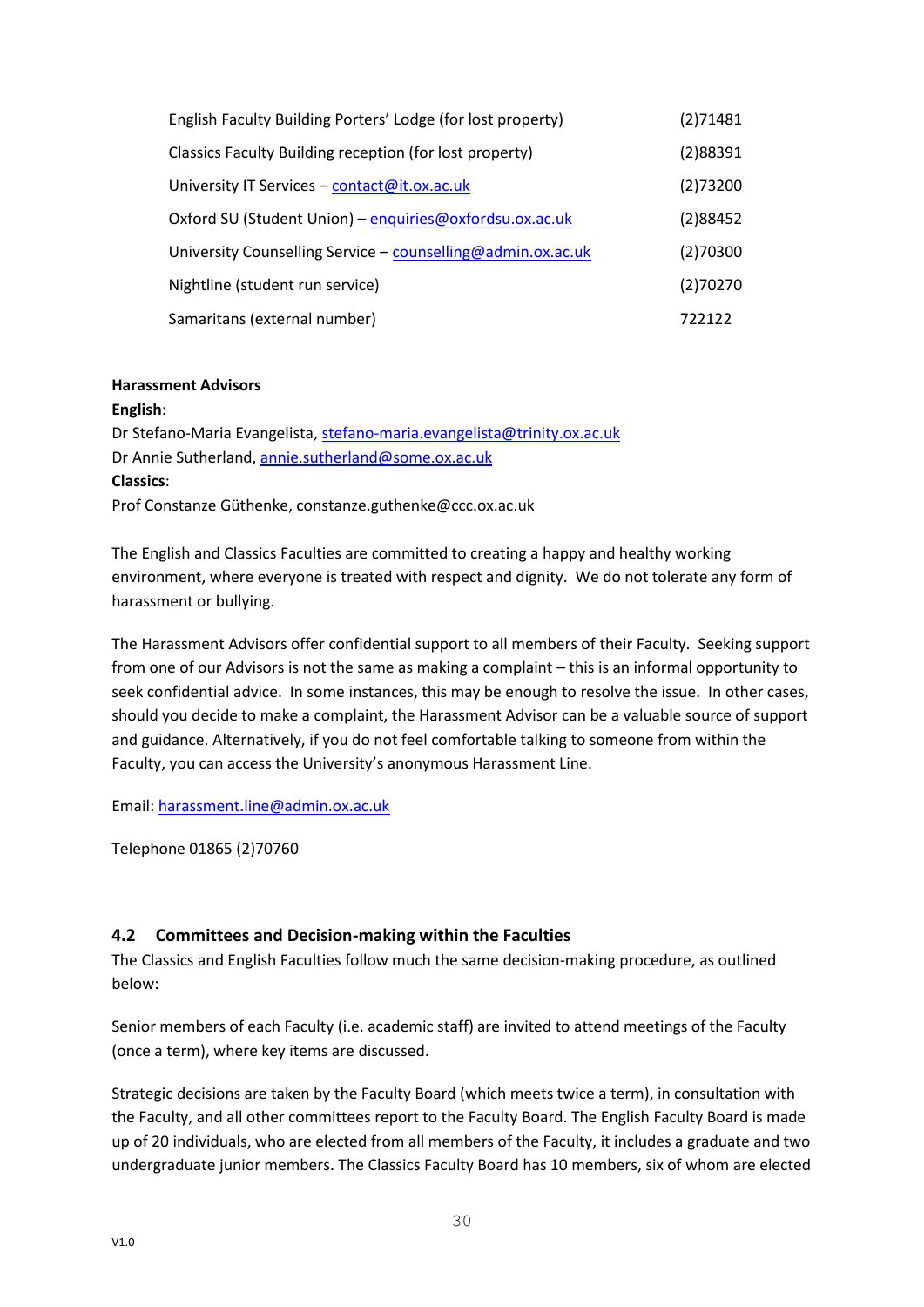| | |
|---|---|
| English Faculty Building Porters' Lodge (for lost property) | (2)71481 |
| Classics Faculty Building reception (for lost property) | (2)88391 |
| University IT Services – contact@it.ox.ac.uk | (2)73200 |
| Oxford SU (Student Union) – enquiries@oxfordsu.ox.ac.uk | (2)88452 |
| University Counselling Service – counselling@admin.ox.ac.uk | (2)70300 |
| Nightline (student run service) | (2)70270 |
| Samaritans (external number) | 722122 |

**Harassment Advisors**
**English**:
Dr Stefano-Maria Evangelista, stefano-maria.evangelista@trinity.ox.ac.uk
Dr Annie Sutherland, annie.sutherland@some.ox.ac.uk
**Classics**:
Prof Constanze Güthenke, constanze.guthenke@ccc.ox.ac.uk

The English and Classics Faculties are committed to creating a happy and healthy working environment, where everyone is treated with respect and dignity. We do not tolerate any form of harassment or bullying.

The Harassment Advisors offer confidential support to all members of their Faculty. Seeking support from one of our Advisors is not the same as making a complaint – this is an informal opportunity to seek confidential advice. In some instances, this may be enough to resolve the issue. In other cases, should you decide to make a complaint, the Harassment Advisor can be a valuable source of support and guidance. Alternatively, if you do not feel comfortable talking to someone from within the Faculty, you can access the University's anonymous Harassment Line.

Email: harassment.line@admin.ox.ac.uk

Telephone 01865 (2)70760

## 4.2 Committees and Decision-making within the Faculties

The Classics and English Faculties follow much the same decision-making procedure, as outlined below:

Senior members of each Faculty (i.e. academic staff) are invited to attend meetings of the Faculty (once a term), where key items are discussed.

Strategic decisions are taken by the Faculty Board (which meets twice a term), in consultation with the Faculty, and all other committees report to the Faculty Board. The English Faculty Board is made up of 20 individuals, who are elected from all members of the Faculty, it includes a graduate and two undergraduate junior members. The Classics Faculty Board has 10 members, six of whom are elected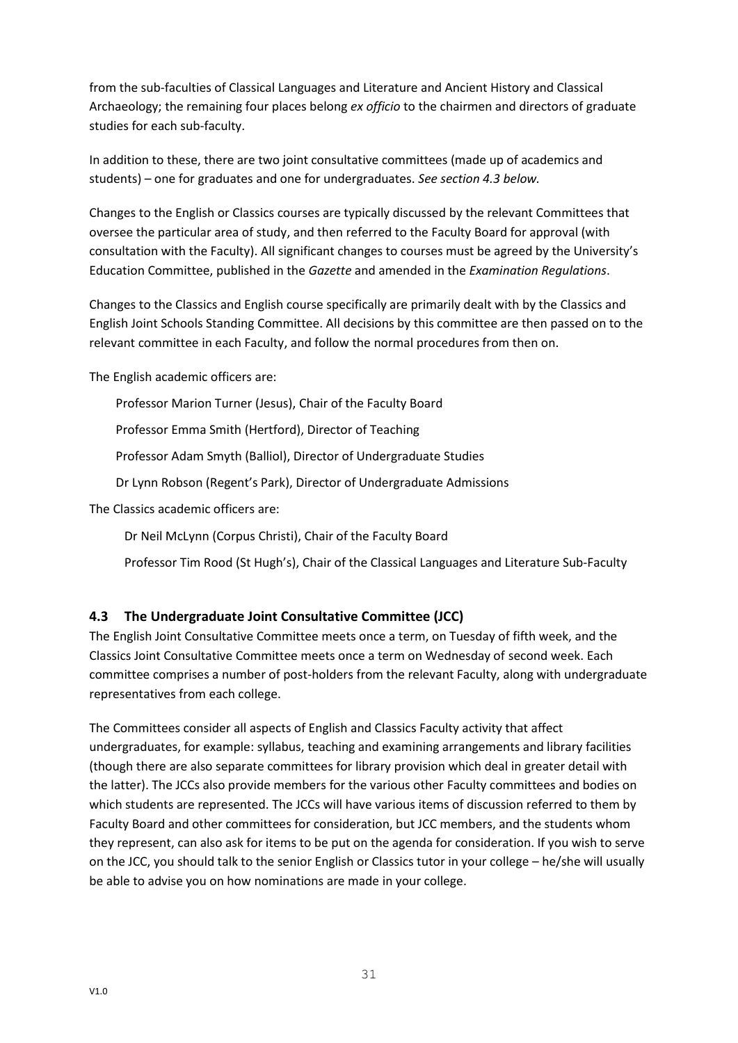from the sub-faculties of Classical Languages and Literature and Ancient History and Classical Archaeology; the remaining four places belong *ex officio* to the chairmen and directors of graduate studies for each sub-faculty.

In addition to these, there are two joint consultative committees (made up of academics and students) – one for graduates and one for undergraduates. *See section 4.3 below.*

Changes to the English or Classics courses are typically discussed by the relevant Committees that oversee the particular area of study, and then referred to the Faculty Board for approval (with consultation with the Faculty). All significant changes to courses must be agreed by the University's Education Committee, published in the *Gazette* and amended in the *Examination Regulations*.

Changes to the Classics and English course specifically are primarily dealt with by the Classics and English Joint Schools Standing Committee. All decisions by this committee are then passed on to the relevant committee in each Faculty, and follow the normal procedures from then on.

The English academic officers are:

Professor Marion Turner (Jesus), Chair of the Faculty Board

Professor Emma Smith (Hertford), Director of Teaching

Professor Adam Smyth (Balliol), Director of Undergraduate Studies

Dr Lynn Robson (Regent's Park), Director of Undergraduate Admissions

The Classics academic officers are:

Dr Neil McLynn (Corpus Christi), Chair of the Faculty Board

Professor Tim Rood (St Hugh's), Chair of the Classical Languages and Literature Sub-Faculty

### 4.3 The Undergraduate Joint Consultative Committee (JCC)

The English Joint Consultative Committee meets once a term, on Tuesday of fifth week, and the Classics Joint Consultative Committee meets once a term on Wednesday of second week. Each committee comprises a number of post-holders from the relevant Faculty, along with undergraduate representatives from each college.

The Committees consider all aspects of English and Classics Faculty activity that affect undergraduates, for example: syllabus, teaching and examining arrangements and library facilities (though there are also separate committees for library provision which deal in greater detail with the latter). The JCCs also provide members for the various other Faculty committees and bodies on which students are represented. The JCCs will have various items of discussion referred to them by Faculty Board and other committees for consideration, but JCC members, and the students whom they represent, can also ask for items to be put on the agenda for consideration. If you wish to serve on the JCC, you should talk to the senior English or Classics tutor in your college – he/she will usually be able to advise you on how nominations are made in your college.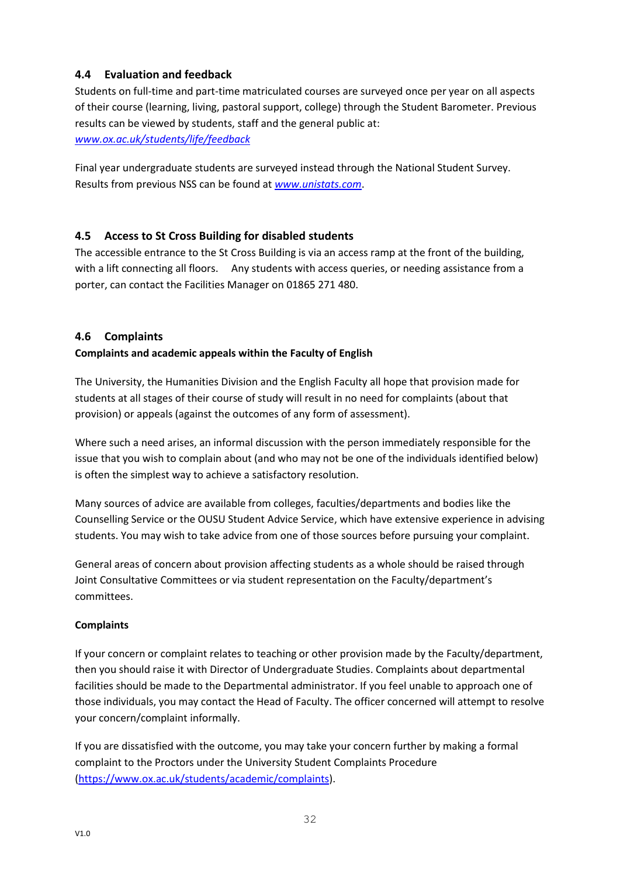### 4.4 Evaluation and feedback

Students on full-time and part-time matriculated courses are surveyed once per year on all aspects of their course (learning, living, pastoral support, college) through the Student Barometer. Previous results can be viewed by students, staff and the general public at: *www.ox.ac.uk/students/life/feedback*

Final year undergraduate students are surveyed instead through the National Student Survey. Results from previous NSS can be found at *www.unistats.com*.

### 4.5 Access to St Cross Building for disabled students

The accessible entrance to the St Cross Building is via an access ramp at the front of the building, with a lift connecting all floors. Any students with access queries, or needing assistance from a porter, can contact the Facilities Manager on 01865 271 480.

### 4.6 Complaints

**Complaints and academic appeals within the Faculty of English**

The University, the Humanities Division and the English Faculty all hope that provision made for students at all stages of their course of study will result in no need for complaints (about that provision) or appeals (against the outcomes of any form of assessment).

Where such a need arises, an informal discussion with the person immediately responsible for the issue that you wish to complain about (and who may not be one of the individuals identified below) is often the simplest way to achieve a satisfactory resolution.

Many sources of advice are available from colleges, faculties/departments and bodies like the Counselling Service or the OUSU Student Advice Service, which have extensive experience in advising students. You may wish to take advice from one of those sources before pursuing your complaint.

General areas of concern about provision affecting students as a whole should be raised through Joint Consultative Committees or via student representation on the Faculty/department's committees.

**Complaints**

If your concern or complaint relates to teaching or other provision made by the Faculty/department, then you should raise it with Director of Undergraduate Studies. Complaints about departmental facilities should be made to the Departmental administrator. If you feel unable to approach one of those individuals, you may contact the Head of Faculty. The officer concerned will attempt to resolve your concern/complaint informally.

If you are dissatisfied with the outcome, you may take your concern further by making a formal complaint to the Proctors under the University Student Complaints Procedure (https://www.ox.ac.uk/students/academic/complaints).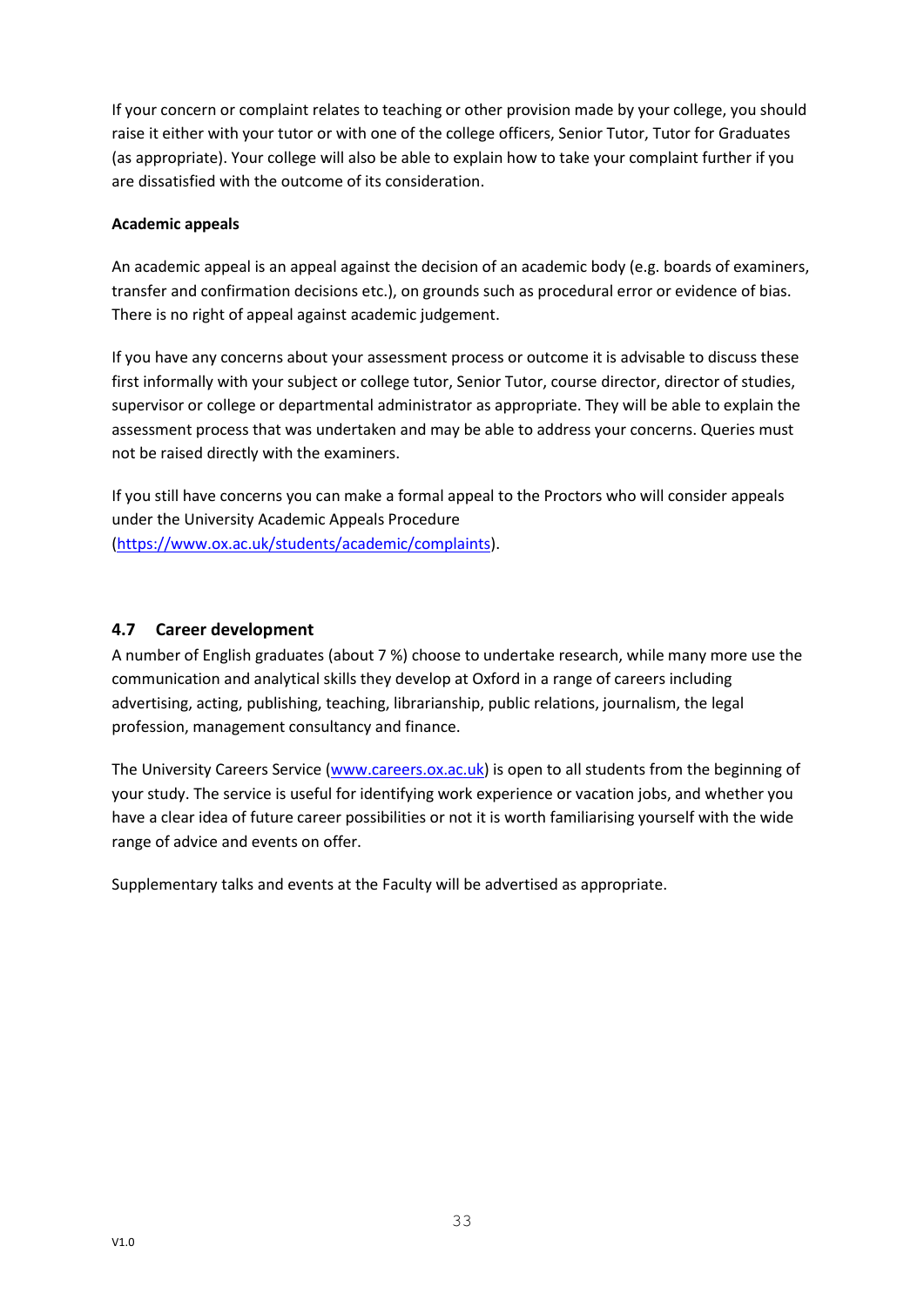If your concern or complaint relates to teaching or other provision made by your college, you should raise it either with your tutor or with one of the college officers, Senior Tutor, Tutor for Graduates (as appropriate). Your college will also be able to explain how to take your complaint further if you are dissatisfied with the outcome of its consideration.

**Academic appeals**

An academic appeal is an appeal against the decision of an academic body (e.g. boards of examiners, transfer and confirmation decisions etc.), on grounds such as procedural error or evidence of bias. There is no right of appeal against academic judgement.

If you have any concerns about your assessment process or outcome it is advisable to discuss these first informally with your subject or college tutor, Senior Tutor, course director, director of studies, supervisor or college or departmental administrator as appropriate. They will be able to explain the assessment process that was undertaken and may be able to address your concerns. Queries must not be raised directly with the examiners.

If you still have concerns you can make a formal appeal to the Proctors who will consider appeals under the University Academic Appeals Procedure (https://www.ox.ac.uk/students/academic/complaints).

## 4.7 Career development

A number of English graduates (about 7 %) choose to undertake research, while many more use the communication and analytical skills they develop at Oxford in a range of careers including advertising, acting, publishing, teaching, librarianship, public relations, journalism, the legal profession, management consultancy and finance.

The University Careers Service (www.careers.ox.ac.uk) is open to all students from the beginning of your study. The service is useful for identifying work experience or vacation jobs, and whether you have a clear idea of future career possibilities or not it is worth familiarising yourself with the wide range of advice and events on offer.

Supplementary talks and events at the Faculty will be advertised as appropriate.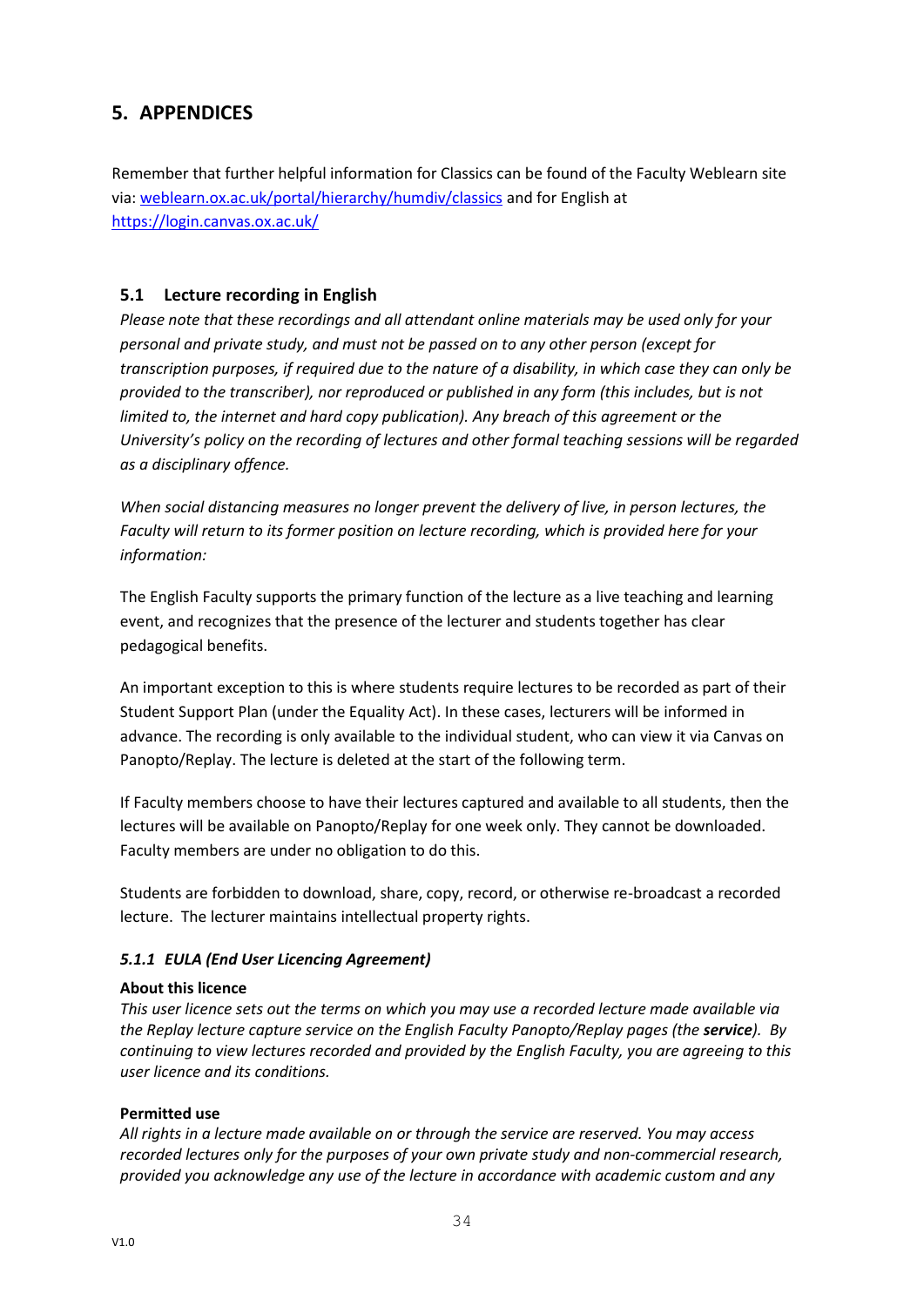## 5. APPENDICES

Remember that further helpful information for Classics can be found of the Faculty Weblearn site via: [weblearn.ox.ac.uk/portal/hierarchy/humdiv/classics](weblearn.ox.ac.uk/portal/hierarchy/humdiv/classics) and for English at [https://login.canvas.ox.ac.uk/](https://login.canvas.ox.ac.uk/)

### 5.1 Lecture recording in English

*Please note that these recordings and all attendant online materials may be used only for your personal and private study, and must not be passed on to any other person (except for transcription purposes, if required due to the nature of a disability, in which case they can only be provided to the transcriber), nor reproduced or published in any form (this includes, but is not limited to, the internet and hard copy publication). Any breach of this agreement or the University's policy on the recording of lectures and other formal teaching sessions will be regarded as a disciplinary offence.*

*When social distancing measures no longer prevent the delivery of live, in person lectures, the Faculty will return to its former position on lecture recording, which is provided here for your information:*

The English Faculty supports the primary function of the lecture as a live teaching and learning event, and recognizes that the presence of the lecturer and students together has clear pedagogical benefits.

An important exception to this is where students require lectures to be recorded as part of their Student Support Plan (under the Equality Act). In these cases, lecturers will be informed in advance. The recording is only available to the individual student, who can view it via Canvas on Panopto/Replay. The lecture is deleted at the start of the following term.

If Faculty members choose to have their lectures captured and available to all students, then the lectures will be available on Panopto/Replay for one week only. They cannot be downloaded. Faculty members are under no obligation to do this.

Students are forbidden to download, share, copy, record, or otherwise re-broadcast a recorded lecture. The lecturer maintains intellectual property rights.

#### *5.1.1 EULA (End User Licencing Agreement)*

**About this licence**

*This user licence sets out the terms on which you may use a recorded lecture made available via the Replay lecture capture service on the English Faculty Panopto/Replay pages (the* ***service****). By continuing to view lectures recorded and provided by the English Faculty, you are agreeing to this user licence and its conditions.*

**Permitted use**

*All rights in a lecture made available on or through the service are reserved. You may access recorded lectures only for the purposes of your own private study and non-commercial research, provided you acknowledge any use of the lecture in accordance with academic custom and any*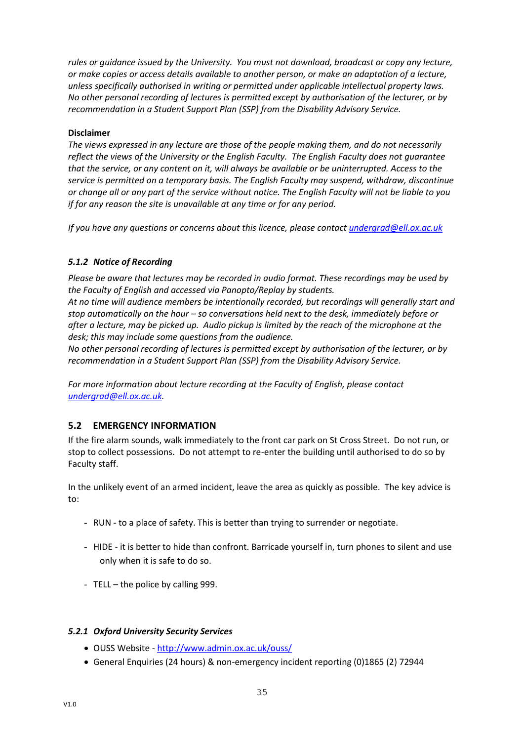*rules or guidance issued by the University. You must not download, broadcast or copy any lecture, or make copies or access details available to another person, or make an adaptation of a lecture, unless specifically authorised in writing or permitted under applicable intellectual property laws. No other personal recording of lectures is permitted except by authorisation of the lecturer, or by recommendation in a Student Support Plan (SSP) from the Disability Advisory Service.*

**Disclaimer**

*The views expressed in any lecture are those of the people making them, and do not necessarily reflect the views of the University or the English Faculty. The English Faculty does not guarantee that the service, or any content on it, will always be available or be uninterrupted. Access to the service is permitted on a temporary basis. The English Faculty may suspend, withdraw, discontinue or change all or any part of the service without notice. The English Faculty will not be liable to you if for any reason the site is unavailable at any time or for any period.*

*If you have any questions or concerns about this licence, please contact [undergrad@ell.ox.ac.uk](mailto:undergrad@ell.ox.ac.uk)*

#### *5.1.2 Notice of Recording*

*Please be aware that lectures may be recorded in audio format. These recordings may be used by the Faculty of English and accessed via Panopto/Replay by students.*
*At no time will audience members be intentionally recorded, but recordings will generally start and stop automatically on the hour – so conversations held next to the desk, immediately before or after a lecture, may be picked up. Audio pickup is limited by the reach of the microphone at the desk; this may include some questions from the audience.*
*No other personal recording of lectures is permitted except by authorisation of the lecturer, or by recommendation in a Student Support Plan (SSP) from the Disability Advisory Service.*

*For more information about lecture recording at the Faculty of English, please contact [undergrad@ell.ox.ac.uk](mailto:undergrad@ell.ox.ac.uk).*

### 5.2 EMERGENCY INFORMATION

If the fire alarm sounds, walk immediately to the front car park on St Cross Street. Do not run, or stop to collect possessions. Do not attempt to re-enter the building until authorised to do so by Faculty staff.

In the unlikely event of an armed incident, leave the area as quickly as possible. The key advice is to:

- RUN - to a place of safety. This is better than trying to surrender or negotiate.
- HIDE - it is better to hide than confront. Barricade yourself in, turn phones to silent and use only when it is safe to do so.
- TELL – the police by calling 999.

#### *5.2.1 Oxford University Security Services*

- OUSS Website - [http://www.admin.ox.ac.uk/ouss/](http://www.admin.ox.ac.uk/ouss/)
- General Enquiries (24 hours) & non-emergency incident reporting (0)1865 (2) 72944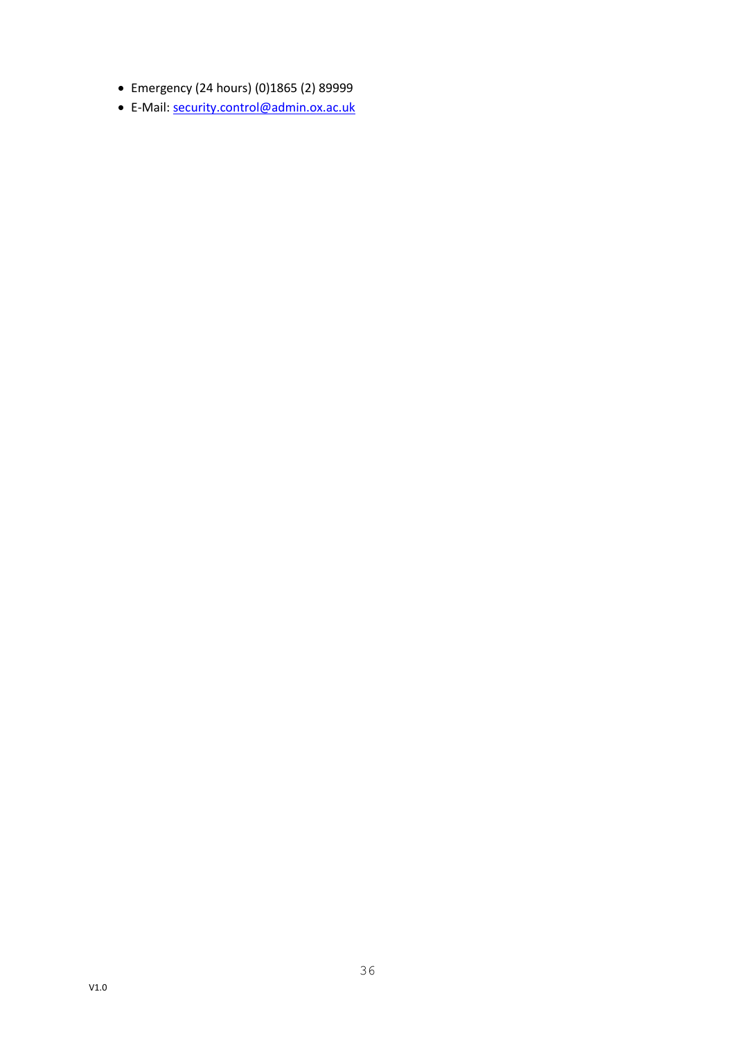- Emergency (24 hours) (0)1865 (2) 89999
- E-Mail: security.control@admin.ox.ac.uk